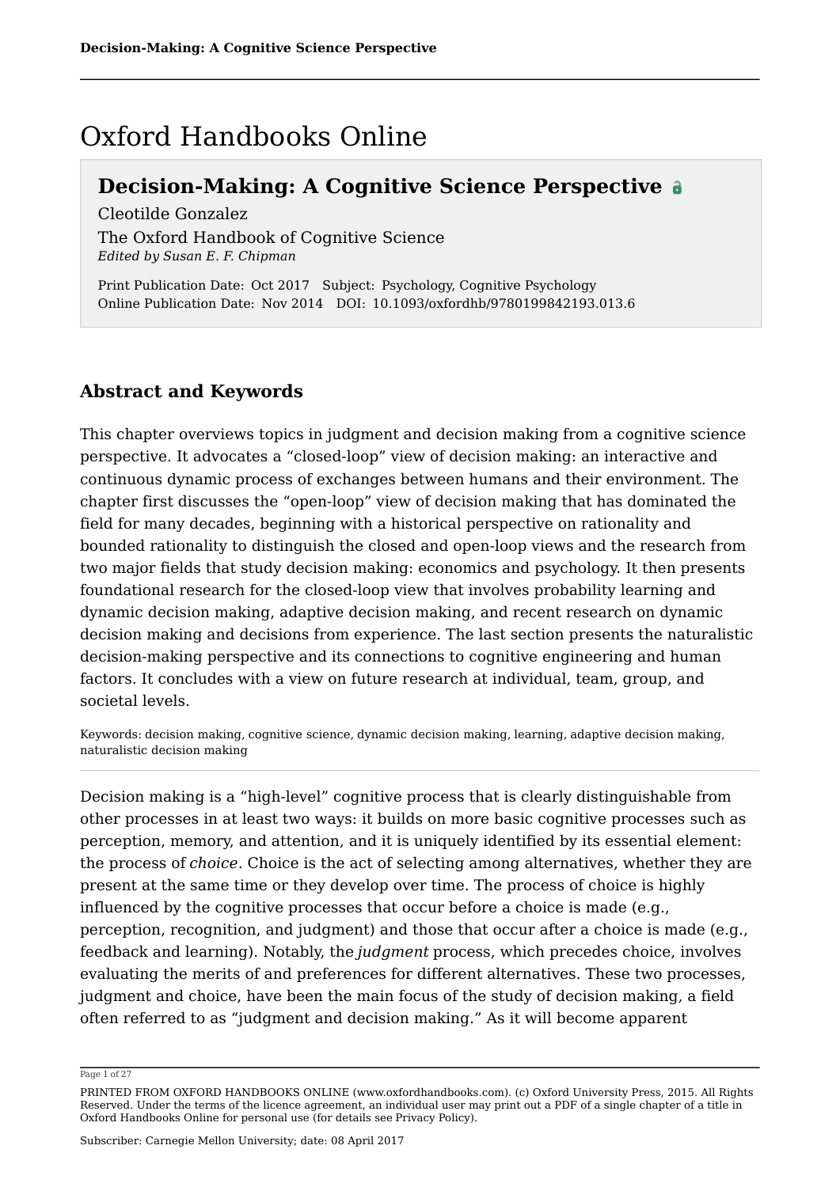# Oxford Handbooks Online

## Decision-Making: A Cognitive Science Perspective

Cleotilde Gonzalez

The Oxford Handbook of Cognitive Science

*Edited by Susan E. F. Chipman*

Print Publication Date: Oct 2017 Subject: Psychology, Cognitive Psychology
Online Publication Date: Nov 2014 DOI: 10.1093/oxfordhb/9780199842193.013.6

## Abstract and Keywords

This chapter overviews topics in judgment and decision making from a cognitive science perspective. It advocates a "closed-loop" view of decision making: an interactive and continuous dynamic process of exchanges between humans and their environment. The chapter first discusses the "open-loop" view of decision making that has dominated the field for many decades, beginning with a historical perspective on rationality and bounded rationality to distinguish the closed and open-loop views and the research from two major fields that study decision making: economics and psychology. It then presents foundational research for the closed-loop view that involves probability learning and dynamic decision making, adaptive decision making, and recent research on dynamic decision making and decisions from experience. The last section presents the naturalistic decision-making perspective and its connections to cognitive engineering and human factors. It concludes with a view on future research at individual, team, group, and societal levels.

Keywords: decision making, cognitive science, dynamic decision making, learning, adaptive decision making, naturalistic decision making

---

Decision making is a "high-level" cognitive process that is clearly distinguishable from other processes in at least two ways: it builds on more basic cognitive processes such as perception, memory, and attention, and it is uniquely identified by its essential element: the process of *choice*. Choice is the act of selecting among alternatives, whether they are present at the same time or they develop over time. The process of choice is highly influenced by the cognitive processes that occur before a choice is made (e.g., perception, recognition, and judgment) and those that occur after a choice is made (e.g., feedback and learning). Notably, the *judgment* process, which precedes choice, involves evaluating the merits of and preferences for different alternatives. These two processes, judgment and choice, have been the main focus of the study of decision making, a field often referred to as "judgment and decision making." As it will become apparent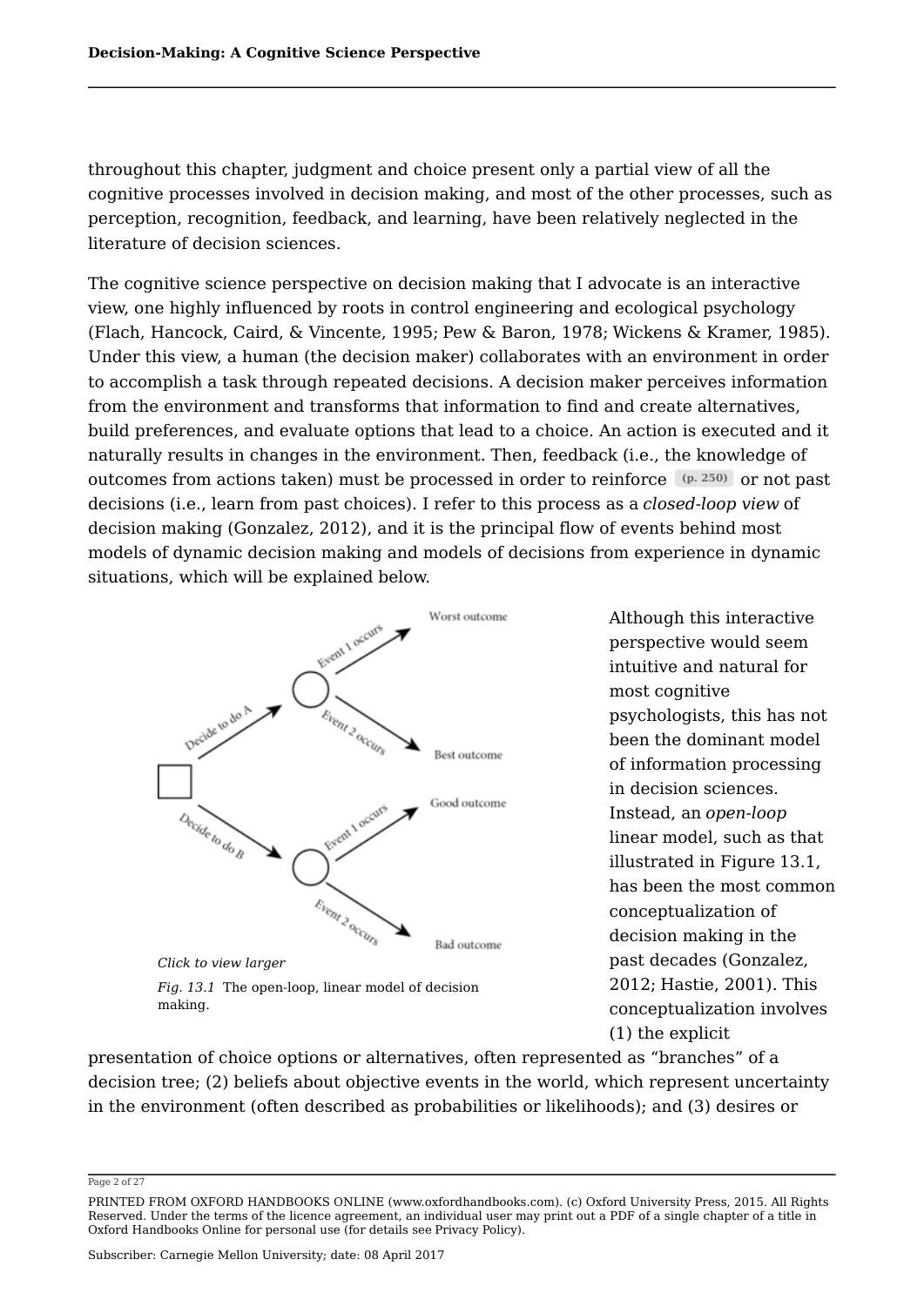throughout this chapter, judgment and choice present only a partial view of all the cognitive processes involved in decision making, and most of the other processes, such as perception, recognition, feedback, and learning, have been relatively neglected in the literature of decision sciences.

The cognitive science perspective on decision making that I advocate is an interactive view, one highly influenced by roots in control engineering and ecological psychology (Flach, Hancock, Caird, & Vincente, 1995; Pew & Baron, 1978; Wickens & Kramer, 1985). Under this view, a human (the decision maker) collaborates with an environment in order to accomplish a task through repeated decisions. A decision maker perceives information from the environment and transforms that information to find and create alternatives, build preferences, and evaluate options that lead to a choice. An action is executed and it naturally results in changes in the environment. Then, feedback (i.e., the knowledge of outcomes from actions taken) must be processed in order to reinforce (p. 250) or not past decisions (i.e., learn from past choices). I refer to this process as a *closed-loop view* of decision making (Gonzalez, 2012), and it is the principal flow of events behind most models of dynamic decision making and models of decisions from experience in dynamic situations, which will be explained below.

*Click to view larger*

*Fig. 13.1* The open-loop, linear model of decision making.

Although this interactive perspective would seem intuitive and natural for most cognitive psychologists, this has not been the dominant model of information processing in decision sciences. Instead, an *open-loop* linear model, such as that illustrated in Figure 13.1, has been the most common conceptualization of decision making in the past decades (Gonzalez, 2012; Hastie, 2001). This conceptualization involves (1) the explicit presentation of choice options or alternatives, often represented as "branches" of a decision tree; (2) beliefs about objective events in the world, which represent uncertainty in the environment (often described as probabilities or likelihoods); and (3) desires or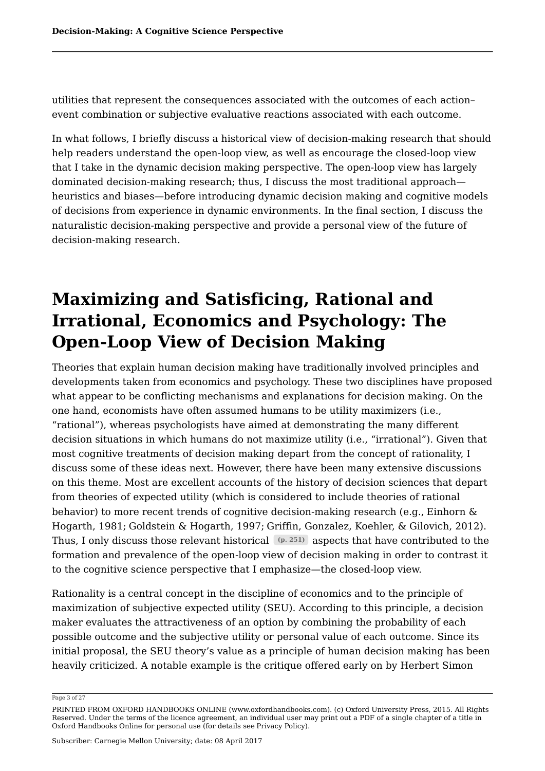utilities that represent the consequences associated with the outcomes of each action–event combination or subjective evaluative reactions associated with each outcome.

In what follows, I briefly discuss a historical view of decision-making research that should help readers understand the open-loop view, as well as encourage the closed-loop view that I take in the dynamic decision making perspective. The open-loop view has largely dominated decision-making research; thus, I discuss the most traditional approach—heuristics and biases—before introducing dynamic decision making and cognitive models of decisions from experience in dynamic environments. In the final section, I discuss the naturalistic decision-making perspective and provide a personal view of the future of decision-making research.

# Maximizing and Satisficing, Rational and Irrational, Economics and Psychology: The Open-Loop View of Decision Making

Theories that explain human decision making have traditionally involved principles and developments taken from economics and psychology. These two disciplines have proposed what appear to be conflicting mechanisms and explanations for decision making. On the one hand, economists have often assumed humans to be utility maximizers (i.e., "rational"), whereas psychologists have aimed at demonstrating the many different decision situations in which humans do not maximize utility (i.e., "irrational"). Given that most cognitive treatments of decision making depart from the concept of rationality, I discuss some of these ideas next. However, there have been many extensive discussions on this theme. Most are excellent accounts of the history of decision sciences that depart from theories of expected utility (which is considered to include theories of rational behavior) to more recent trends of cognitive decision-making research (e.g., Einhorn & Hogarth, 1981; Goldstein & Hogarth, 1997; Griffin, Gonzalez, Koehler, & Gilovich, 2012). Thus, I only discuss those relevant historical (p. 251) aspects that have contributed to the formation and prevalence of the open-loop view of decision making in order to contrast it to the cognitive science perspective that I emphasize—the closed-loop view.

Rationality is a central concept in the discipline of economics and to the principle of maximization of subjective expected utility (SEU). According to this principle, a decision maker evaluates the attractiveness of an option by combining the probability of each possible outcome and the subjective utility or personal value of each outcome. Since its initial proposal, the SEU theory's value as a principle of human decision making has been heavily criticized. A notable example is the critique offered early on by Herbert Simon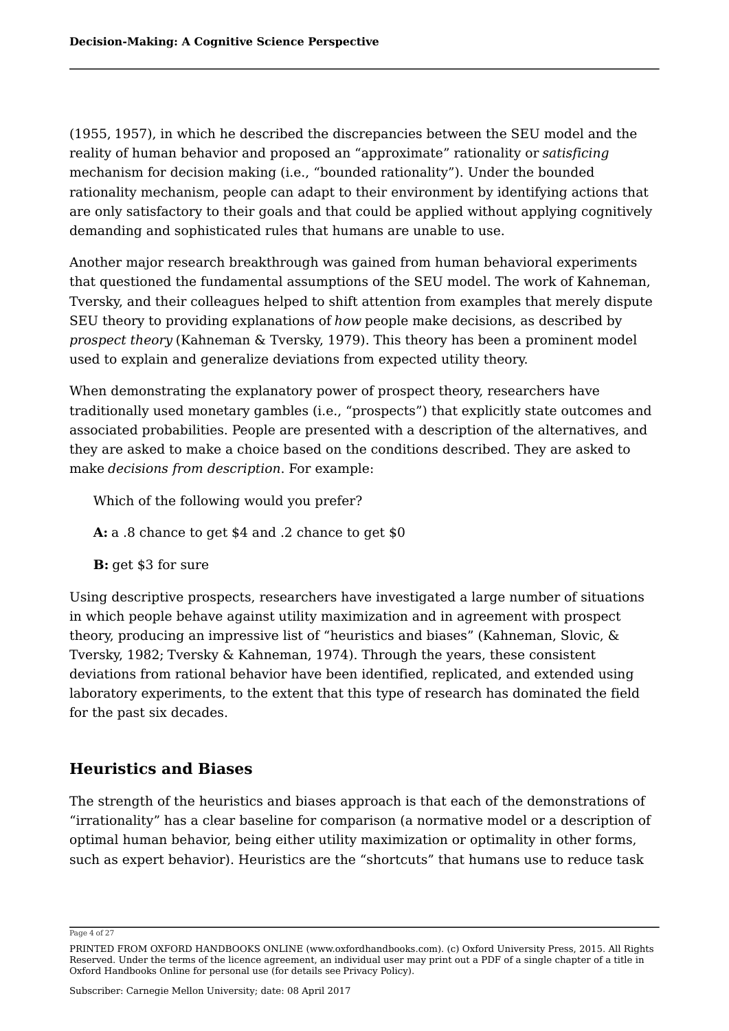(1955, 1957), in which he described the discrepancies between the SEU model and the reality of human behavior and proposed an “approximate” rationality or *satisficing* mechanism for decision making (i.e., “bounded rationality”). Under the bounded rationality mechanism, people can adapt to their environment by identifying actions that are only satisfactory to their goals and that could be applied without applying cognitively demanding and sophisticated rules that humans are unable to use.

Another major research breakthrough was gained from human behavioral experiments that questioned the fundamental assumptions of the SEU model. The work of Kahneman, Tversky, and their colleagues helped to shift attention from examples that merely dispute SEU theory to providing explanations of *how* people make decisions, as described by *prospect theory* (Kahneman & Tversky, 1979). This theory has been a prominent model used to explain and generalize deviations from expected utility theory.

When demonstrating the explanatory power of prospect theory, researchers have traditionally used monetary gambles (i.e., “prospects”) that explicitly state outcomes and associated probabilities. People are presented with a description of the alternatives, and they are asked to make a choice based on the conditions described. They are asked to make *decisions from description*. For example:

> Which of the following would you prefer?
>
> **A:** a .8 chance to get $4 and .2 chance to get $0
>
> **B:** get $3 for sure

Using descriptive prospects, researchers have investigated a large number of situations in which people behave against utility maximization and in agreement with prospect theory, producing an impressive list of “heuristics and biases” (Kahneman, Slovic, & Tversky, 1982; Tversky & Kahneman, 1974). Through the years, these consistent deviations from rational behavior have been identified, replicated, and extended using laboratory experiments, to the extent that this type of research has dominated the field for the past six decades.

## Heuristics and Biases

The strength of the heuristics and biases approach is that each of the demonstrations of “irrationality” has a clear baseline for comparison (a normative model or a description of optimal human behavior, being either utility maximization or optimality in other forms, such as expert behavior). Heuristics are the “shortcuts” that humans use to reduce task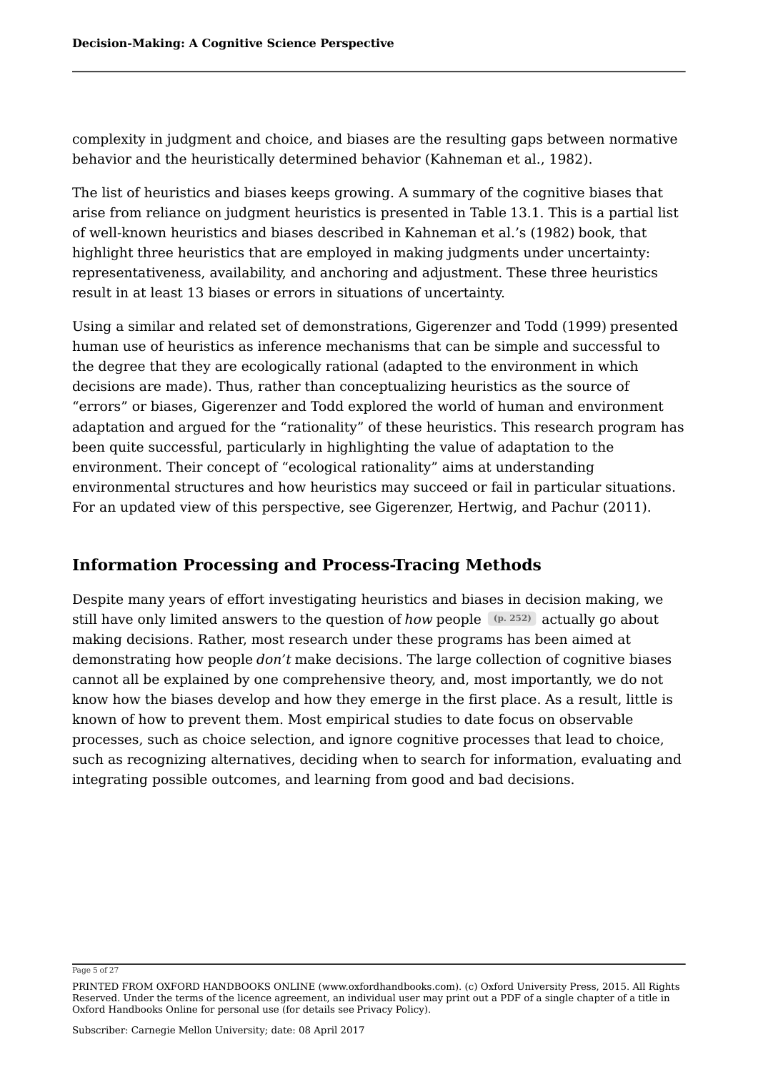complexity in judgment and choice, and biases are the resulting gaps between normative behavior and the heuristically determined behavior (Kahneman et al., 1982).

The list of heuristics and biases keeps growing. A summary of the cognitive biases that arise from reliance on judgment heuristics is presented in Table 13.1. This is a partial list of well-known heuristics and biases described in Kahneman et al.'s (1982) book, that highlight three heuristics that are employed in making judgments under uncertainty: representativeness, availability, and anchoring and adjustment. These three heuristics result in at least 13 biases or errors in situations of uncertainty.

Using a similar and related set of demonstrations, Gigerenzer and Todd (1999) presented human use of heuristics as inference mechanisms that can be simple and successful to the degree that they are ecologically rational (adapted to the environment in which decisions are made). Thus, rather than conceptualizing heuristics as the source of "errors" or biases, Gigerenzer and Todd explored the world of human and environment adaptation and argued for the "rationality" of these heuristics. This research program has been quite successful, particularly in highlighting the value of adaptation to the environment. Their concept of "ecological rationality" aims at understanding environmental structures and how heuristics may succeed or fail in particular situations. For an updated view of this perspective, see Gigerenzer, Hertwig, and Pachur (2011).

## Information Processing and Process-Tracing Methods

Despite many years of effort investigating heuristics and biases in decision making, we still have only limited answers to the question of *how* people (p. 252) actually go about making decisions. Rather, most research under these programs has been aimed at demonstrating how people *don't* make decisions. The large collection of cognitive biases cannot all be explained by one comprehensive theory, and, most importantly, we do not know how the biases develop and how they emerge in the first place. As a result, little is known of how to prevent them. Most empirical studies to date focus on observable processes, such as choice selection, and ignore cognitive processes that lead to choice, such as recognizing alternatives, deciding when to search for information, evaluating and integrating possible outcomes, and learning from good and bad decisions.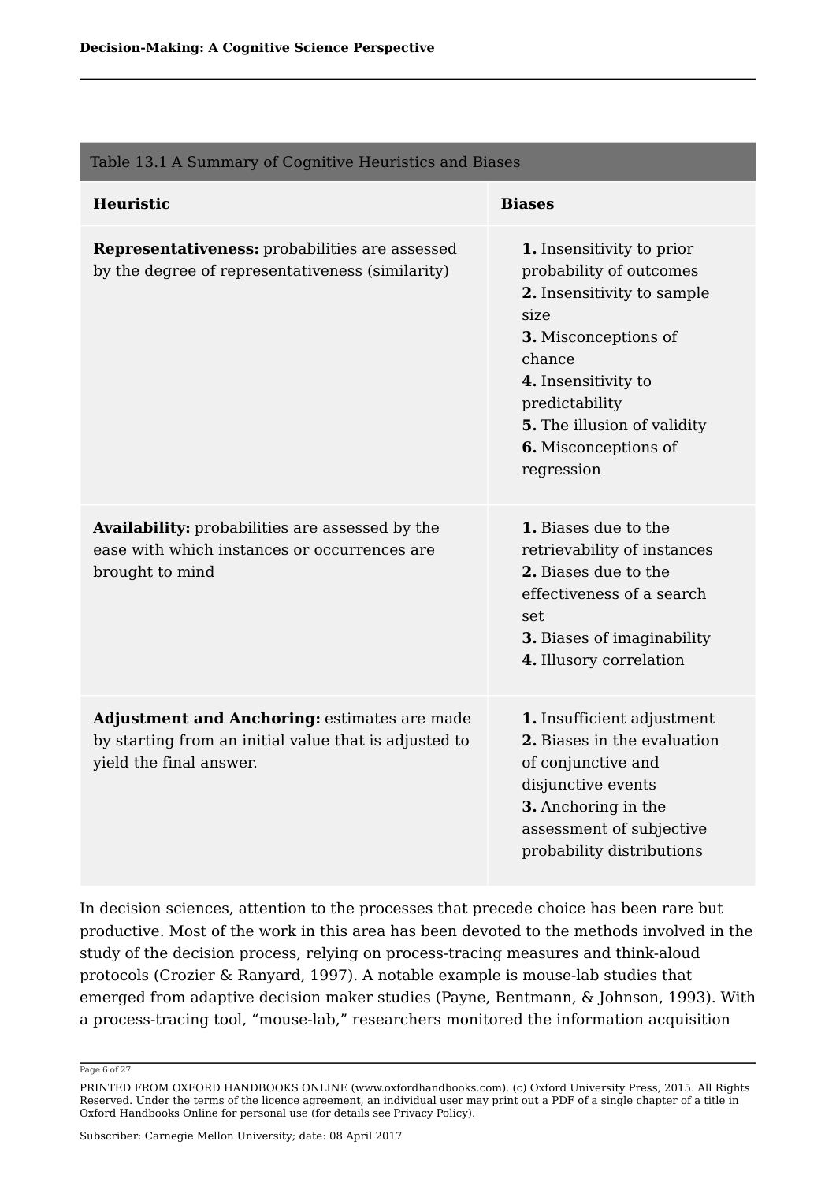Table 13.1 A Summary of Cognitive Heuristics and Biases

| Heuristic | Biases |
|---|---|
| **Representativeness:** probabilities are assessed by the degree of representativeness (similarity) | **1.** Insensitivity to prior probability of outcomes<br>**2.** Insensitivity to sample size<br>**3.** Misconceptions of chance<br>**4.** Insensitivity to predictability<br>**5.** The illusion of validity<br>**6.** Misconceptions of regression |
| **Availability:** probabilities are assessed by the ease with which instances or occurrences are brought to mind | **1.** Biases due to the retrievability of instances<br>**2.** Biases due to the effectiveness of a search set<br>**3.** Biases of imaginability<br>**4.** Illusory correlation |
| **Adjustment and Anchoring:** estimates are made by starting from an initial value that is adjusted to yield the final answer. | **1.** Insufficient adjustment<br>**2.** Biases in the evaluation of conjunctive and disjunctive events<br>**3.** Anchoring in the assessment of subjective probability distributions |

In decision sciences, attention to the processes that precede choice has been rare but productive. Most of the work in this area has been devoted to the methods involved in the study of the decision process, relying on process-tracing measures and think-aloud protocols (Crozier & Ranyard, 1997). A notable example is mouse-lab studies that emerged from adaptive decision maker studies (Payne, Bentmann, & Johnson, 1993). With a process-tracing tool, "mouse-lab," researchers monitored the information acquisition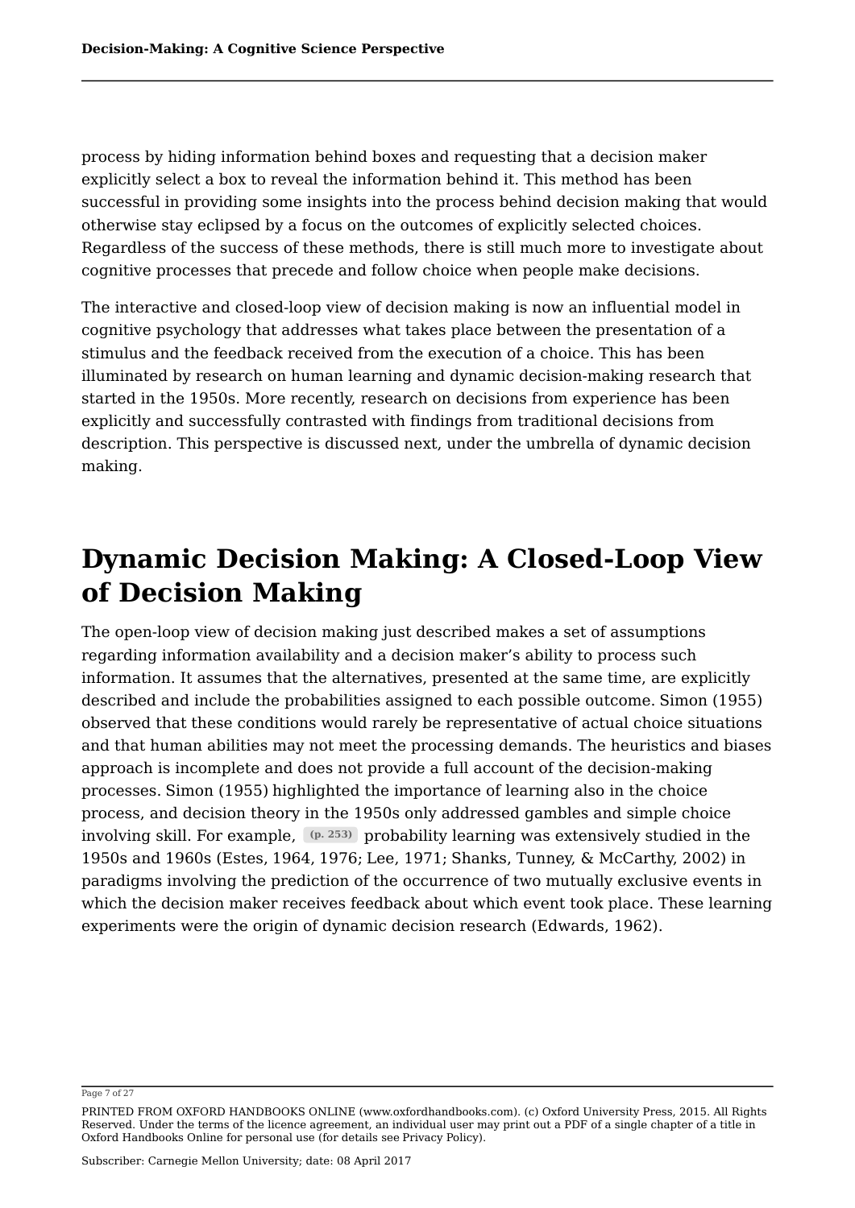process by hiding information behind boxes and requesting that a decision maker explicitly select a box to reveal the information behind it. This method has been successful in providing some insights into the process behind decision making that would otherwise stay eclipsed by a focus on the outcomes of explicitly selected choices. Regardless of the success of these methods, there is still much more to investigate about cognitive processes that precede and follow choice when people make decisions.

The interactive and closed-loop view of decision making is now an influential model in cognitive psychology that addresses what takes place between the presentation of a stimulus and the feedback received from the execution of a choice. This has been illuminated by research on human learning and dynamic decision-making research that started in the 1950s. More recently, research on decisions from experience has been explicitly and successfully contrasted with findings from traditional decisions from description. This perspective is discussed next, under the umbrella of dynamic decision making.

# Dynamic Decision Making: A Closed-Loop View of Decision Making

The open-loop view of decision making just described makes a set of assumptions regarding information availability and a decision maker's ability to process such information. It assumes that the alternatives, presented at the same time, are explicitly described and include the probabilities assigned to each possible outcome. Simon (1955) observed that these conditions would rarely be representative of actual choice situations and that human abilities may not meet the processing demands. The heuristics and biases approach is incomplete and does not provide a full account of the decision-making processes. Simon (1955) highlighted the importance of learning also in the choice process, and decision theory in the 1950s only addressed gambles and simple choice involving skill. For example, (p. 253) probability learning was extensively studied in the 1950s and 1960s (Estes, 1964, 1976; Lee, 1971; Shanks, Tunney, & McCarthy, 2002) in paradigms involving the prediction of the occurrence of two mutually exclusive events in which the decision maker receives feedback about which event took place. These learning experiments were the origin of dynamic decision research (Edwards, 1962).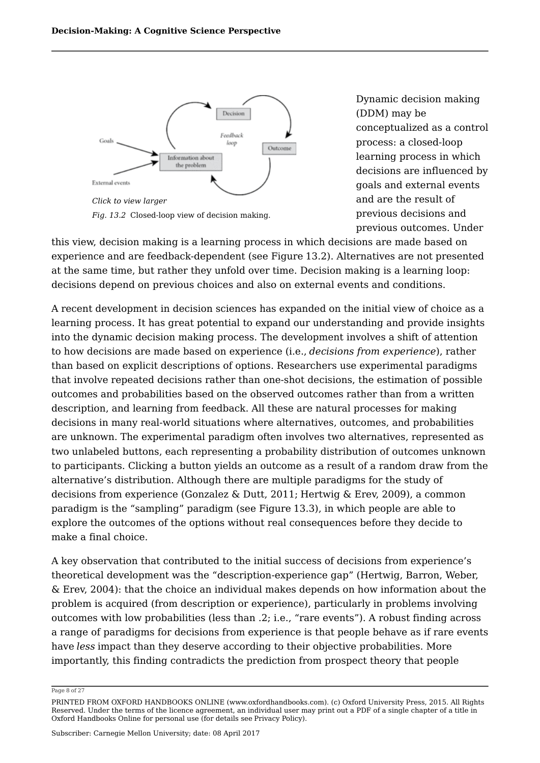Click to view larger

*Fig. 13.2* Closed-loop view of decision making.

Dynamic decision making (DDM) may be conceptualized as a control process: a closed-loop learning process in which decisions are influenced by goals and external events and are the result of previous decisions and previous outcomes. Under this view, decision making is a learning process in which decisions are made based on experience and are feedback-dependent (see Figure 13.2). Alternatives are not presented at the same time, but rather they unfold over time. Decision making is a learning loop: decisions depend on previous choices and also on external events and conditions.

A recent development in decision sciences has expanded on the initial view of choice as a learning process. It has great potential to expand our understanding and provide insights into the dynamic decision making process. The development involves a shift of attention to how decisions are made based on experience (i.e., *decisions from experience*), rather than based on explicit descriptions of options. Researchers use experimental paradigms that involve repeated decisions rather than one-shot decisions, the estimation of possible outcomes and probabilities based on the observed outcomes rather than from a written description, and learning from feedback. All these are natural processes for making decisions in many real-world situations where alternatives, outcomes, and probabilities are unknown. The experimental paradigm often involves two alternatives, represented as two unlabeled buttons, each representing a probability distribution of outcomes unknown to participants. Clicking a button yields an outcome as a result of a random draw from the alternative's distribution. Although there are multiple paradigms for the study of decisions from experience (Gonzalez & Dutt, 2011; Hertwig & Erev, 2009), a common paradigm is the "sampling" paradigm (see Figure 13.3), in which people are able to explore the outcomes of the options without real consequences before they decide to make a final choice.

A key observation that contributed to the initial success of decisions from experience's theoretical development was the "description-experience gap" (Hertwig, Barron, Weber, & Erev, 2004): that the choice an individual makes depends on how information about the problem is acquired (from description or experience), particularly in problems involving outcomes with low probabilities (less than .2; i.e., "rare events"). A robust finding across a range of paradigms for decisions from experience is that people behave as if rare events have *less* impact than they deserve according to their objective probabilities. More importantly, this finding contradicts the prediction from prospect theory that people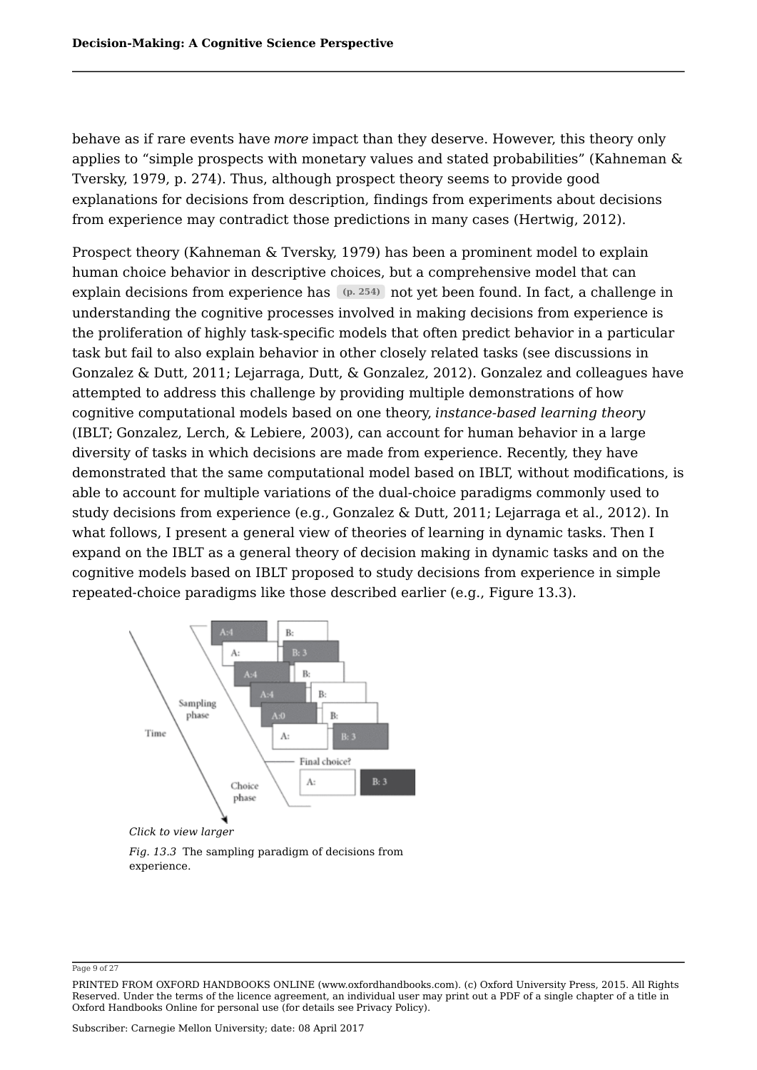behave as if rare events have *more* impact than they deserve. However, this theory only applies to “simple prospects with monetary values and stated probabilities” (Kahneman & Tversky, 1979, p. 274). Thus, although prospect theory seems to provide good explanations for decisions from description, findings from experiments about decisions from experience may contradict those predictions in many cases (Hertwig, 2012).

Prospect theory (Kahneman & Tversky, 1979) has been a prominent model to explain human choice behavior in descriptive choices, but a comprehensive model that can explain decisions from experience has (p. 254) not yet been found. In fact, a challenge in understanding the cognitive processes involved in making decisions from experience is the proliferation of highly task-specific models that often predict behavior in a particular task but fail to also explain behavior in other closely related tasks (see discussions in Gonzalez & Dutt, 2011; Lejarraga, Dutt, & Gonzalez, 2012). Gonzalez and colleagues have attempted to address this challenge by providing multiple demonstrations of how cognitive computational models based on one theory, *instance-based learning theory* (IBLT; Gonzalez, Lerch, & Lebiere, 2003), can account for human behavior in a large diversity of tasks in which decisions are made from experience. Recently, they have demonstrated that the same computational model based on IBLT, without modifications, is able to account for multiple variations of the dual-choice paradigms commonly used to study decisions from experience (e.g., Gonzalez & Dutt, 2011; Lejarraga et al., 2012). In what follows, I present a general view of theories of learning in dynamic tasks. Then I expand on the IBLT as a general theory of decision making in dynamic tasks and on the cognitive models based on IBLT proposed to study decisions from experience in simple repeated-choice paradigms like those described earlier (e.g., Figure 13.3).

*Click to view larger*

*Fig. 13.3* The sampling paradigm of decisions from experience.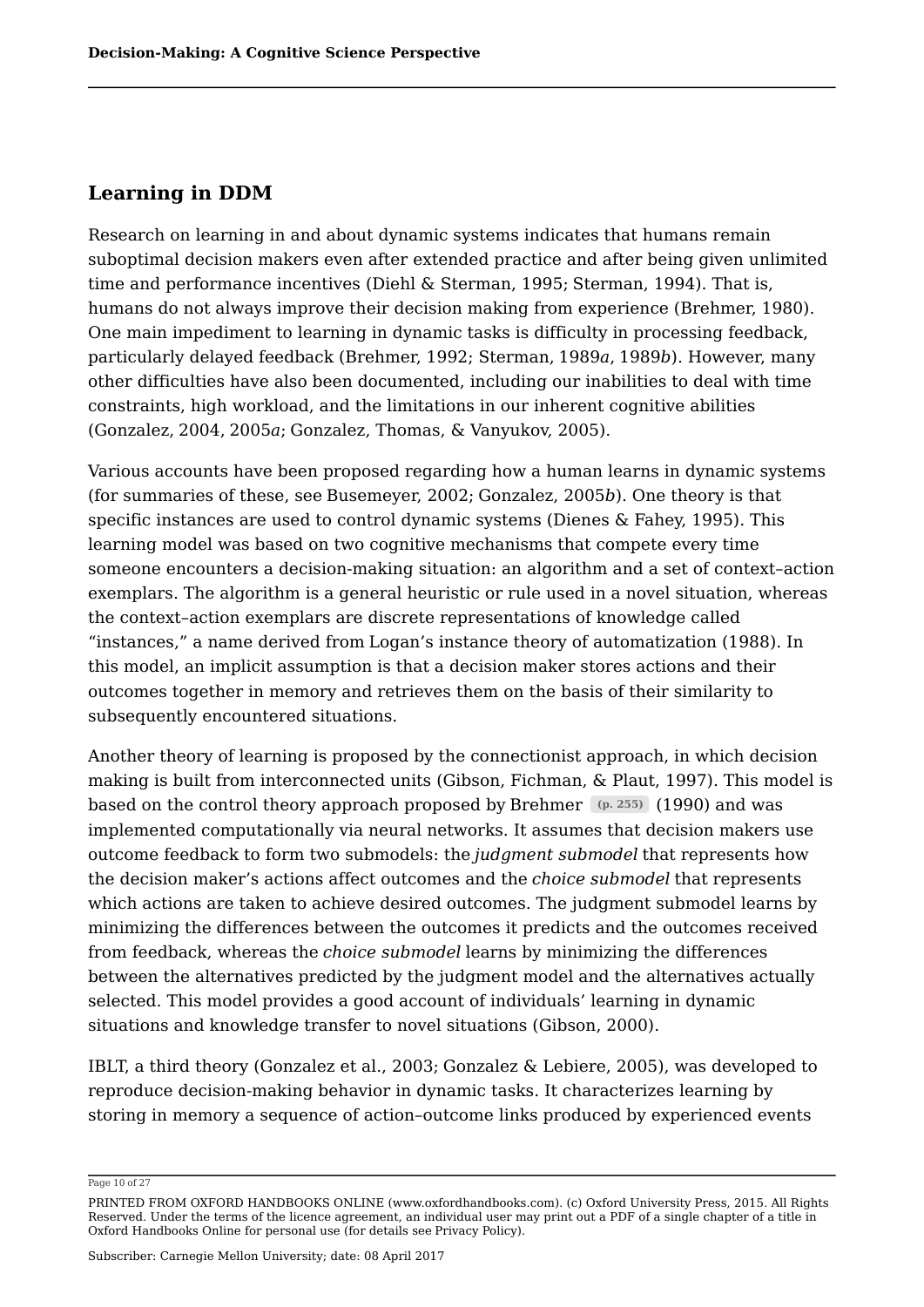## Learning in DDM

Research on learning in and about dynamic systems indicates that humans remain suboptimal decision makers even after extended practice and after being given unlimited time and performance incentives (Diehl & Sterman, 1995; Sterman, 1994). That is, humans do not always improve their decision making from experience (Brehmer, 1980). One main impediment to learning in dynamic tasks is difficulty in processing feedback, particularly delayed feedback (Brehmer, 1992; Sterman, 1989*a*, 1989*b*). However, many other difficulties have also been documented, including our inabilities to deal with time constraints, high workload, and the limitations in our inherent cognitive abilities (Gonzalez, 2004, 2005*a*; Gonzalez, Thomas, & Vanyukov, 2005).

Various accounts have been proposed regarding how a human learns in dynamic systems (for summaries of these, see Busemeyer, 2002; Gonzalez, 2005*b*). One theory is that specific instances are used to control dynamic systems (Dienes & Fahey, 1995). This learning model was based on two cognitive mechanisms that compete every time someone encounters a decision-making situation: an algorithm and a set of context–action exemplars. The algorithm is a general heuristic or rule used in a novel situation, whereas the context–action exemplars are discrete representations of knowledge called "instances," a name derived from Logan's instance theory of automatization (1988). In this model, an implicit assumption is that a decision maker stores actions and their outcomes together in memory and retrieves them on the basis of their similarity to subsequently encountered situations.

Another theory of learning is proposed by the connectionist approach, in which decision making is built from interconnected units (Gibson, Fichman, & Plaut, 1997). This model is based on the control theory approach proposed by Brehmer (p. 255) (1990) and was implemented computationally via neural networks. It assumes that decision makers use outcome feedback to form two submodels: the *judgment submodel* that represents how the decision maker's actions affect outcomes and the *choice submodel* that represents which actions are taken to achieve desired outcomes. The judgment submodel learns by minimizing the differences between the outcomes it predicts and the outcomes received from feedback, whereas the *choice submodel* learns by minimizing the differences between the alternatives predicted by the judgment model and the alternatives actually selected. This model provides a good account of individuals' learning in dynamic situations and knowledge transfer to novel situations (Gibson, 2000).

IBLT, a third theory (Gonzalez et al., 2003; Gonzalez & Lebiere, 2005), was developed to reproduce decision-making behavior in dynamic tasks. It characterizes learning by storing in memory a sequence of action–outcome links produced by experienced events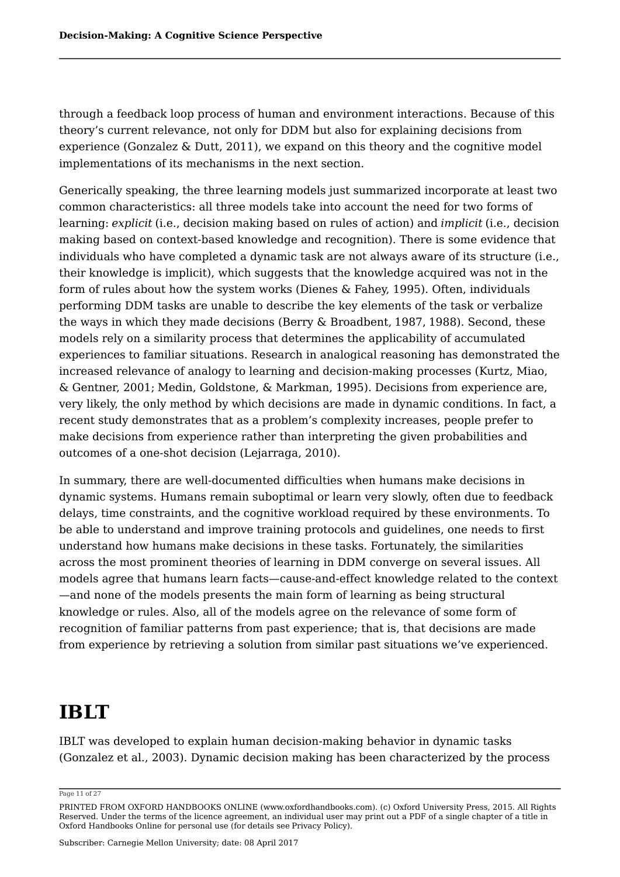through a feedback loop process of human and environment interactions. Because of this theory's current relevance, not only for DDM but also for explaining decisions from experience (Gonzalez & Dutt, 2011), we expand on this theory and the cognitive model implementations of its mechanisms in the next section.

Generically speaking, the three learning models just summarized incorporate at least two common characteristics: all three models take into account the need for two forms of learning: *explicit* (i.e., decision making based on rules of action) and *implicit* (i.e., decision making based on context-based knowledge and recognition). There is some evidence that individuals who have completed a dynamic task are not always aware of its structure (i.e., their knowledge is implicit), which suggests that the knowledge acquired was not in the form of rules about how the system works (Dienes & Fahey, 1995). Often, individuals performing DDM tasks are unable to describe the key elements of the task or verbalize the ways in which they made decisions (Berry & Broadbent, 1987, 1988). Second, these models rely on a similarity process that determines the applicability of accumulated experiences to familiar situations. Research in analogical reasoning has demonstrated the increased relevance of analogy to learning and decision-making processes (Kurtz, Miao, & Gentner, 2001; Medin, Goldstone, & Markman, 1995). Decisions from experience are, very likely, the only method by which decisions are made in dynamic conditions. In fact, a recent study demonstrates that as a problem's complexity increases, people prefer to make decisions from experience rather than interpreting the given probabilities and outcomes of a one-shot decision (Lejarraga, 2010).

In summary, there are well-documented difficulties when humans make decisions in dynamic systems. Humans remain suboptimal or learn very slowly, often due to feedback delays, time constraints, and the cognitive workload required by these environments. To be able to understand and improve training protocols and guidelines, one needs to first understand how humans make decisions in these tasks. Fortunately, the similarities across the most prominent theories of learning in DDM converge on several issues. All models agree that humans learn facts—cause-and-effect knowledge related to the context—and none of the models presents the main form of learning as being structural knowledge or rules. Also, all of the models agree on the relevance of some form of recognition of familiar patterns from past experience; that is, that decisions are made from experience by retrieving a solution from similar past situations we've experienced.

# IBLT

IBLT was developed to explain human decision-making behavior in dynamic tasks (Gonzalez et al., 2003). Dynamic decision making has been characterized by the process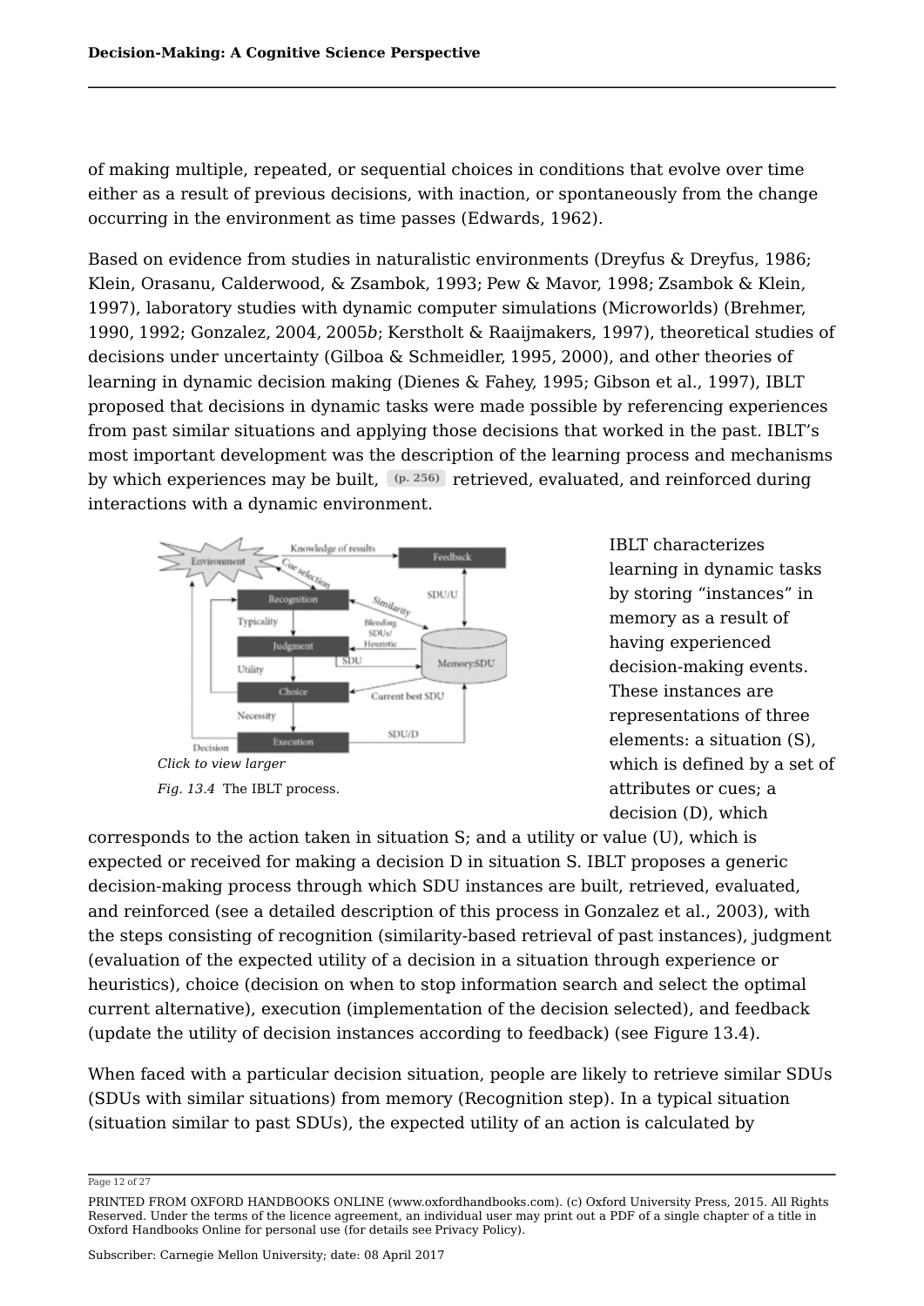of making multiple, repeated, or sequential choices in conditions that evolve over time either as a result of previous decisions, with inaction, or spontaneously from the change occurring in the environment as time passes (Edwards, 1962).

Based on evidence from studies in naturalistic environments (Dreyfus & Dreyfus, 1986; Klein, Orasanu, Calderwood, & Zsambok, 1993; Pew & Mavor, 1998; Zsambok & Klein, 1997), laboratory studies with dynamic computer simulations (Microworlds) (Brehmer, 1990, 1992; Gonzalez, 2004, 2005*b*; Kerstholt & Raaijmakers, 1997), theoretical studies of decisions under uncertainty (Gilboa & Schmeidler, 1995, 2000), and other theories of learning in dynamic decision making (Dienes & Fahey, 1995; Gibson et al., 1997), IBLT proposed that decisions in dynamic tasks were made possible by referencing experiences from past similar situations and applying those decisions that worked in the past. IBLT's most important development was the description of the learning process and mechanisms by which experiences may be built, (p. 256) retrieved, evaluated, and reinforced during interactions with a dynamic environment.

*Click to view larger*

*Fig. 13.4* The IBLT process.

IBLT characterizes learning in dynamic tasks by storing "instances" in memory as a result of having experienced decision-making events. These instances are representations of three elements: a situation (S), which is defined by a set of attributes or cues; a decision (D), which corresponds to the action taken in situation S; and a utility or value (U), which is expected or received for making a decision D in situation S. IBLT proposes a generic decision-making process through which SDU instances are built, retrieved, evaluated, and reinforced (see a detailed description of this process in Gonzalez et al., 2003), with the steps consisting of recognition (similarity-based retrieval of past instances), judgment (evaluation of the expected utility of a decision in a situation through experience or heuristics), choice (decision on when to stop information search and select the optimal current alternative), execution (implementation of the decision selected), and feedback (update the utility of decision instances according to feedback) (see Figure 13.4).

When faced with a particular decision situation, people are likely to retrieve similar SDUs (SDUs with similar situations) from memory (Recognition step). In a typical situation (situation similar to past SDUs), the expected utility of an action is calculated by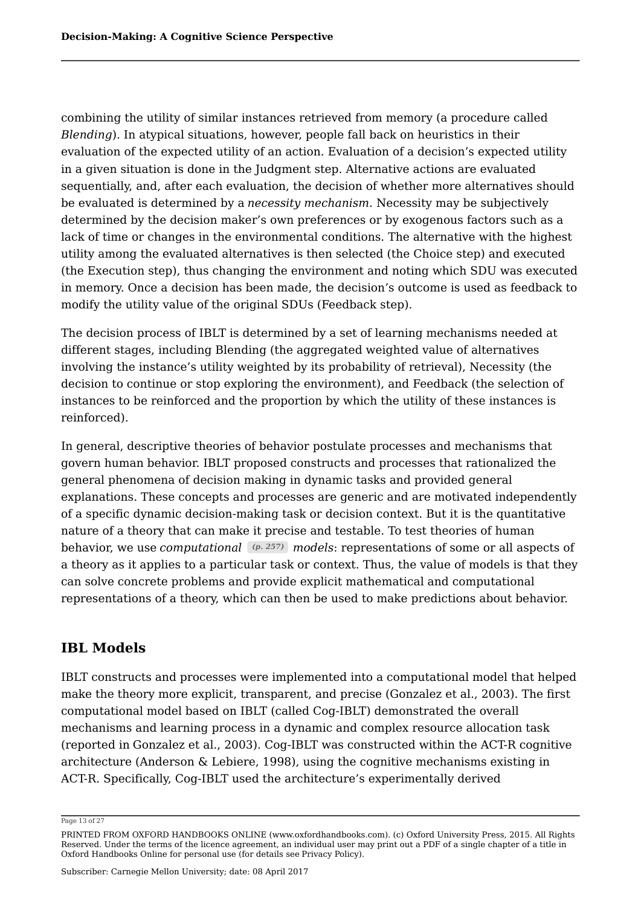combining the utility of similar instances retrieved from memory (a procedure called *Blending*). In atypical situations, however, people fall back on heuristics in their evaluation of the expected utility of an action. Evaluation of a decision's expected utility in a given situation is done in the Judgment step. Alternative actions are evaluated sequentially, and, after each evaluation, the decision of whether more alternatives should be evaluated is determined by a *necessity mechanism*. Necessity may be subjectively determined by the decision maker's own preferences or by exogenous factors such as a lack of time or changes in the environmental conditions. The alternative with the highest utility among the evaluated alternatives is then selected (the Choice step) and executed (the Execution step), thus changing the environment and noting which SDU was executed in memory. Once a decision has been made, the decision's outcome is used as feedback to modify the utility value of the original SDUs (Feedback step).

The decision process of IBLT is determined by a set of learning mechanisms needed at different stages, including Blending (the aggregated weighted value of alternatives involving the instance's utility weighted by its probability of retrieval), Necessity (the decision to continue or stop exploring the environment), and Feedback (the selection of instances to be reinforced and the proportion by which the utility of these instances is reinforced).

In general, descriptive theories of behavior postulate processes and mechanisms that govern human behavior. IBLT proposed constructs and processes that rationalized the general phenomena of decision making in dynamic tasks and provided general explanations. These concepts and processes are generic and are motivated independently of a specific dynamic decision-making task or decision context. But it is the quantitative nature of a theory that can make it precise and testable. To test theories of human behavior, we use *computational* (p. 257) *models*: representations of some or all aspects of a theory as it applies to a particular task or context. Thus, the value of models is that they can solve concrete problems and provide explicit mathematical and computational representations of a theory, which can then be used to make predictions about behavior.

## IBL Models

IBLT constructs and processes were implemented into a computational model that helped make the theory more explicit, transparent, and precise (Gonzalez et al., 2003). The first computational model based on IBLT (called Cog-IBLT) demonstrated the overall mechanisms and learning process in a dynamic and complex resource allocation task (reported in Gonzalez et al., 2003). Cog-IBLT was constructed within the ACT-R cognitive architecture (Anderson & Lebiere, 1998), using the cognitive mechanisms existing in ACT-R. Specifically, Cog-IBLT used the architecture's experimentally derived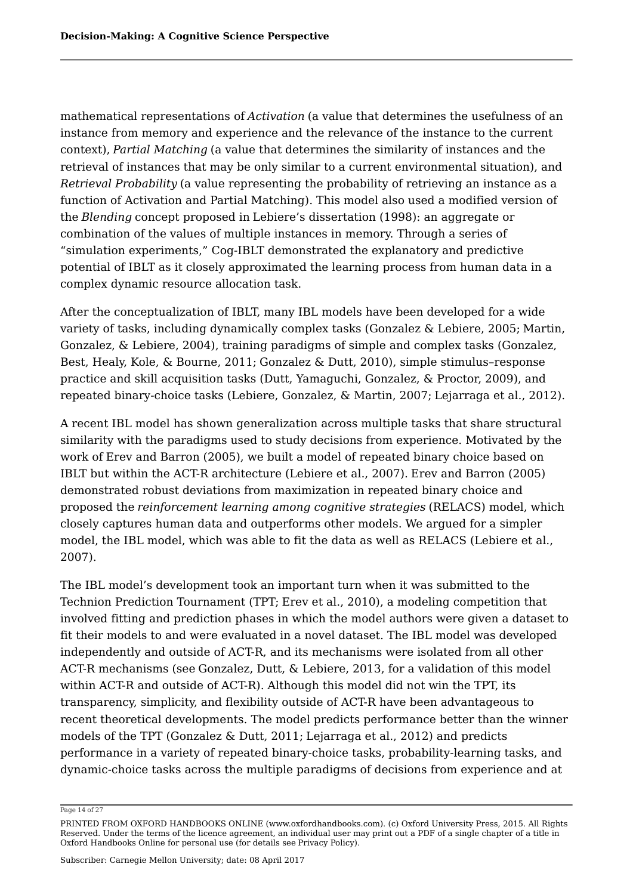mathematical representations of *Activation* (a value that determines the usefulness of an instance from memory and experience and the relevance of the instance to the current context), *Partial Matching* (a value that determines the similarity of instances and the retrieval of instances that may be only similar to a current environmental situation), and *Retrieval Probability* (a value representing the probability of retrieving an instance as a function of Activation and Partial Matching). This model also used a modified version of the *Blending* concept proposed in Lebiere's dissertation (1998): an aggregate or combination of the values of multiple instances in memory. Through a series of "simulation experiments," Cog-IBLT demonstrated the explanatory and predictive potential of IBLT as it closely approximated the learning process from human data in a complex dynamic resource allocation task.

After the conceptualization of IBLT, many IBL models have been developed for a wide variety of tasks, including dynamically complex tasks (Gonzalez & Lebiere, 2005; Martin, Gonzalez, & Lebiere, 2004), training paradigms of simple and complex tasks (Gonzalez, Best, Healy, Kole, & Bourne, 2011; Gonzalez & Dutt, 2010), simple stimulus–response practice and skill acquisition tasks (Dutt, Yamaguchi, Gonzalez, & Proctor, 2009), and repeated binary-choice tasks (Lebiere, Gonzalez, & Martin, 2007; Lejarraga et al., 2012).

A recent IBL model has shown generalization across multiple tasks that share structural similarity with the paradigms used to study decisions from experience. Motivated by the work of Erev and Barron (2005), we built a model of repeated binary choice based on IBLT but within the ACT-R architecture (Lebiere et al., 2007). Erev and Barron (2005) demonstrated robust deviations from maximization in repeated binary choice and proposed the *reinforcement learning among cognitive strategies* (RELACS) model, which closely captures human data and outperforms other models. We argued for a simpler model, the IBL model, which was able to fit the data as well as RELACS (Lebiere et al., 2007).

The IBL model's development took an important turn when it was submitted to the Technion Prediction Tournament (TPT; Erev et al., 2010), a modeling competition that involved fitting and prediction phases in which the model authors were given a dataset to fit their models to and were evaluated in a novel dataset. The IBL model was developed independently and outside of ACT-R, and its mechanisms were isolated from all other ACT-R mechanisms (see Gonzalez, Dutt, & Lebiere, 2013, for a validation of this model within ACT-R and outside of ACT-R). Although this model did not win the TPT, its transparency, simplicity, and flexibility outside of ACT-R have been advantageous to recent theoretical developments. The model predicts performance better than the winner models of the TPT (Gonzalez & Dutt, 2011; Lejarraga et al., 2012) and predicts performance in a variety of repeated binary-choice tasks, probability-learning tasks, and dynamic-choice tasks across the multiple paradigms of decisions from experience and at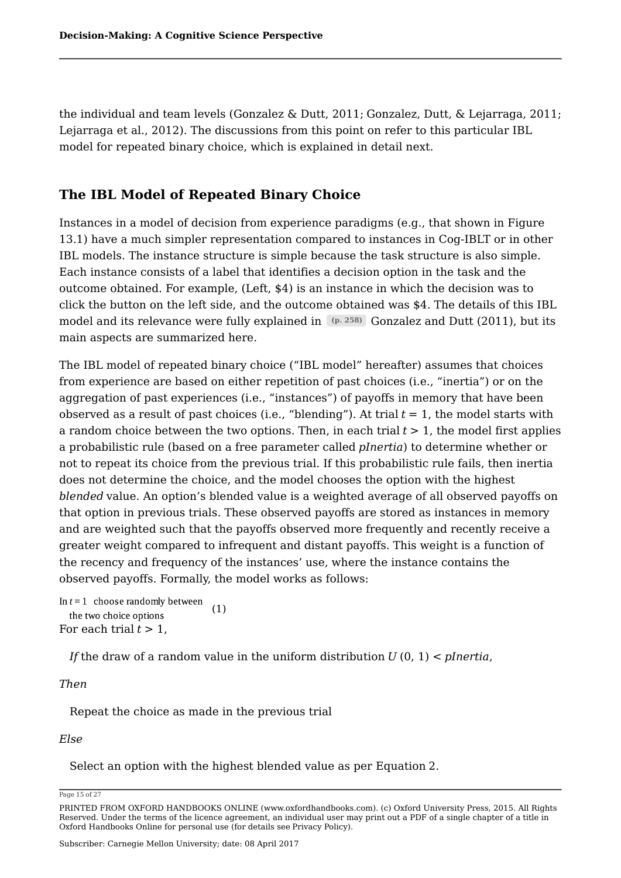the individual and team levels (Gonzalez & Dutt, 2011; Gonzalez, Dutt, & Lejarraga, 2011; Lejarraga et al., 2012). The discussions from this point on refer to this particular IBL model for repeated binary choice, which is explained in detail next.

## The IBL Model of Repeated Binary Choice

Instances in a model of decision from experience paradigms (e.g., that shown in Figure 13.1) have a much simpler representation compared to instances in Cog-IBLT or in other IBL models. The instance structure is simple because the task structure is also simple. Each instance consists of a label that identifies a decision option in the task and the outcome obtained. For example, (Left, $4) is an instance in which the decision was to click the button on the left side, and the outcome obtained was $4. The details of this IBL model and its relevance were fully explained in (p. 258) Gonzalez and Dutt (2011), but its main aspects are summarized here.

The IBL model of repeated binary choice ("IBL model" hereafter) assumes that choices from experience are based on either repetition of past choices (i.e., "inertia") or on the aggregation of past experiences (i.e., "instances") of payoffs in memory that have been observed as a result of past choices (i.e., "blending"). At trial $t = 1$, the model starts with a random choice between the two options. Then, in each trial $t > 1$, the model first applies a probabilistic rule (based on a free parameter called *pInertia*) to determine whether or not to repeat its choice from the previous trial. If this probabilistic rule fails, then inertia does not determine the choice, and the model chooses the option with the highest *blended* value. An option's blended value is a weighted average of all observed payoffs on that option in previous trials. These observed payoffs are stored as instances in memory and are weighted such that the payoffs observed more frequently and recently receive a greater weight compared to infrequent and distant payoffs. This weight is a function of the recency and frequency of the instances' use, where the instance contains the observed payoffs. Formally, the model works as follows:

In $t = 1$ choose randomly between the two choice options (1)

For each trial $t > 1$,

*If* the draw of a random value in the uniform distribution $U\,(0,\,1) < pInertia$,

*Then*

Repeat the choice as made in the previous trial

*Else*

Select an option with the highest blended value as per Equation 2.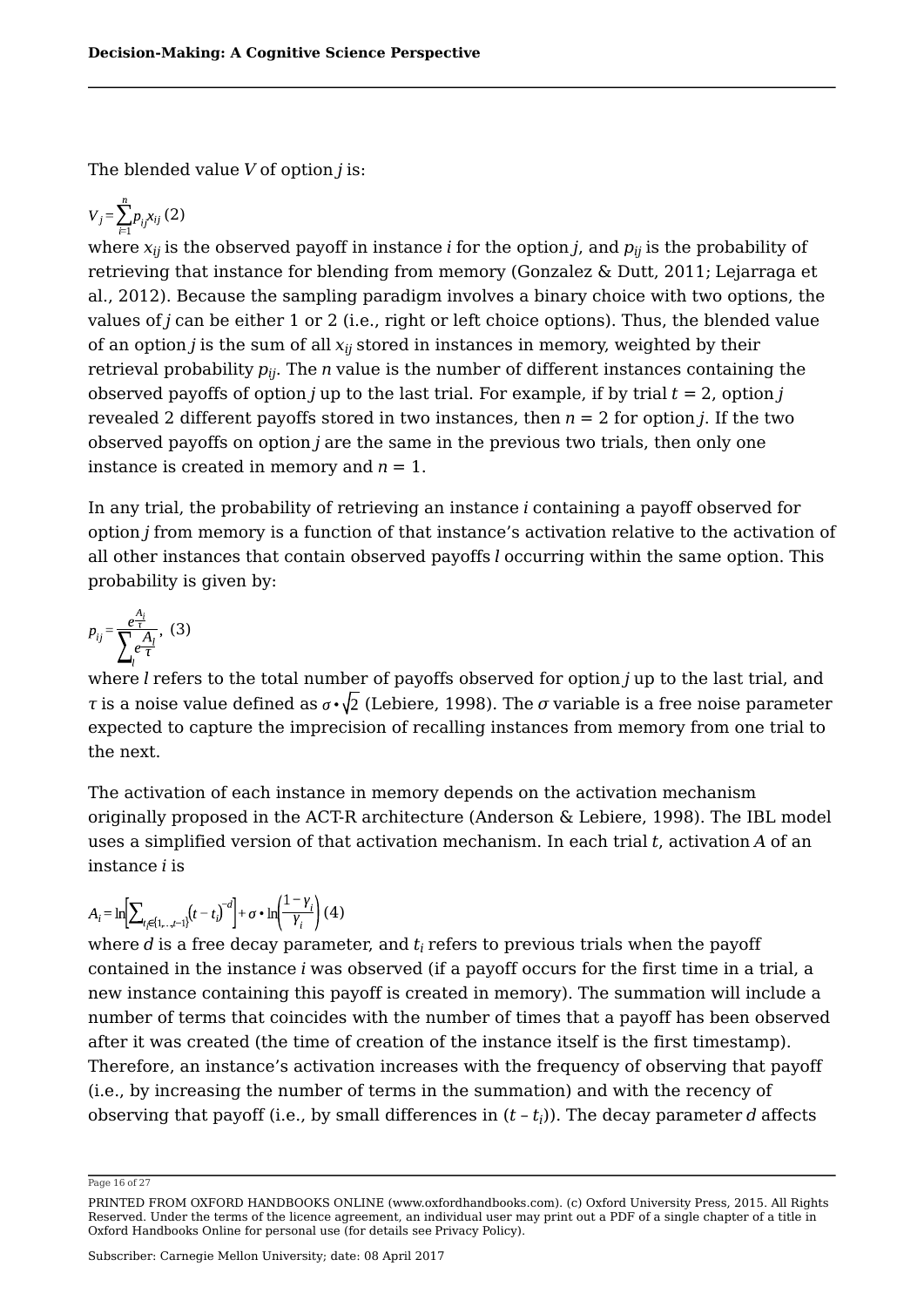The blended value $V$ of option $j$ is:

$$V_j = \sum_{i=1}^{n} p_{ij} x_{ij} \quad (2)$$

where $x_{ij}$ is the observed payoff in instance $i$ for the option $j$, and $p_{ij}$ is the probability of retrieving that instance for blending from memory (Gonzalez & Dutt, 2011; Lejarraga et al., 2012). Because the sampling paradigm involves a binary choice with two options, the values of $j$ can be either 1 or 2 (i.e., right or left choice options). Thus, the blended value of an option $j$ is the sum of all $x_{ij}$ stored in instances in memory, weighted by their retrieval probability $p_{ij}$. The $n$ value is the number of different instances containing the observed payoffs of option $j$ up to the last trial. For example, if by trial $t = 2$, option $j$ revealed 2 different payoffs stored in two instances, then $n = 2$ for option $j$. If the two observed payoffs on option $j$ are the same in the previous two trials, then only one instance is created in memory and $n = 1$.

In any trial, the probability of retrieving an instance $i$ containing a payoff observed for option $j$ from memory is a function of that instance's activation relative to the activation of all other instances that contain observed payoffs $l$ occurring within the same option. This probability is given by:

$$p_{ij} = \frac{e^{\frac{A_i}{\tau}}}{\sum_l e^{\frac{A_l}{\tau}}}, \quad (3)$$

where $l$ refers to the total number of payoffs observed for option $j$ up to the last trial, and $\tau$ is a noise value defined as $\sigma \cdot \sqrt{2}$ (Lebiere, 1998). The $\sigma$ variable is a free noise parameter expected to capture the imprecision of recalling instances from memory from one trial to the next.

The activation of each instance in memory depends on the activation mechanism originally proposed in the ACT-R architecture (Anderson & Lebiere, 1998). The IBL model uses a simplified version of that activation mechanism. In each trial $t$, activation $A$ of an instance $i$ is

$$A_i = \ln\left[\sum_{t_i \in \{1,\ldots,t-1\}} \left(t - t_i\right)^{-d}\right] + \sigma \cdot \ln\left(\frac{1-\gamma_i}{\gamma_i}\right) \quad (4)$$

where $d$ is a free decay parameter, and $t_i$ refers to previous trials when the payoff contained in the instance $i$ was observed (if a payoff occurs for the first time in a trial, a new instance containing this payoff is created in memory). The summation will include a number of terms that coincides with the number of times that a payoff has been observed after it was created (the time of creation of the instance itself is the first timestamp). Therefore, an instance's activation increases with the frequency of observing that payoff (i.e., by increasing the number of terms in the summation) and with the recency of observing that payoff (i.e., by small differences in $(t - t_i)$). The decay parameter $d$ affects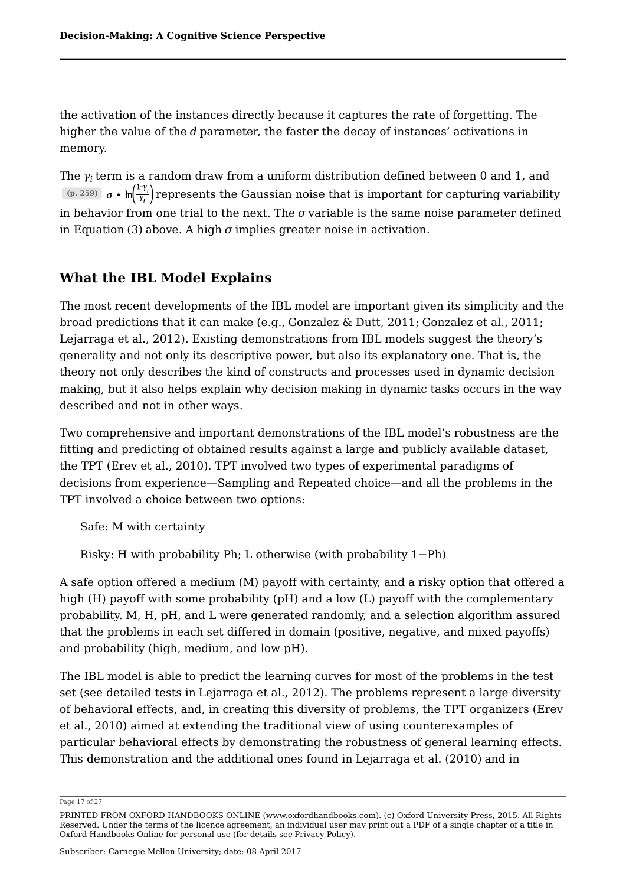the activation of the instances directly because it captures the rate of forgetting. The higher the value of the $d$ parameter, the faster the decay of instances' activations in memory.

The $\gamma_i$ term is a random draw from a uniform distribution defined between 0 and 1, and (p. 259) $\sigma \cdot \ln\left(\frac{1-\gamma_i}{\gamma_i}\right)$ represents the Gaussian noise that is important for capturing variability in behavior from one trial to the next. The $\sigma$ variable is the same noise parameter defined in Equation (3) above. A high $\sigma$ implies greater noise in activation.

## What the IBL Model Explains

The most recent developments of the IBL model are important given its simplicity and the broad predictions that it can make (e.g., Gonzalez & Dutt, 2011; Gonzalez et al., 2011; Lejarraga et al., 2012). Existing demonstrations from IBL models suggest the theory's generality and not only its descriptive power, but also its explanatory one. That is, the theory not only describes the kind of constructs and processes used in dynamic decision making, but it also helps explain why decision making in dynamic tasks occurs in the way described and not in other ways.

Two comprehensive and important demonstrations of the IBL model's robustness are the fitting and predicting of obtained results against a large and publicly available dataset, the TPT (Erev et al., 2010). TPT involved two types of experimental paradigms of decisions from experience—Sampling and Repeated choice—and all the problems in the TPT involved a choice between two options:

Safe: M with certainty

Risky: H with probability Ph; L otherwise (with probability 1−Ph)

A safe option offered a medium (M) payoff with certainty, and a risky option that offered a high (H) payoff with some probability (pH) and a low (L) payoff with the complementary probability. M, H, pH, and L were generated randomly, and a selection algorithm assured that the problems in each set differed in domain (positive, negative, and mixed payoffs) and probability (high, medium, and low pH).

The IBL model is able to predict the learning curves for most of the problems in the test set (see detailed tests in Lejarraga et al., 2012). The problems represent a large diversity of behavioral effects, and, in creating this diversity of problems, the TPT organizers (Erev et al., 2010) aimed at extending the traditional view of using counterexamples of particular behavioral effects by demonstrating the robustness of general learning effects. This demonstration and the additional ones found in Lejarraga et al. (2010) and in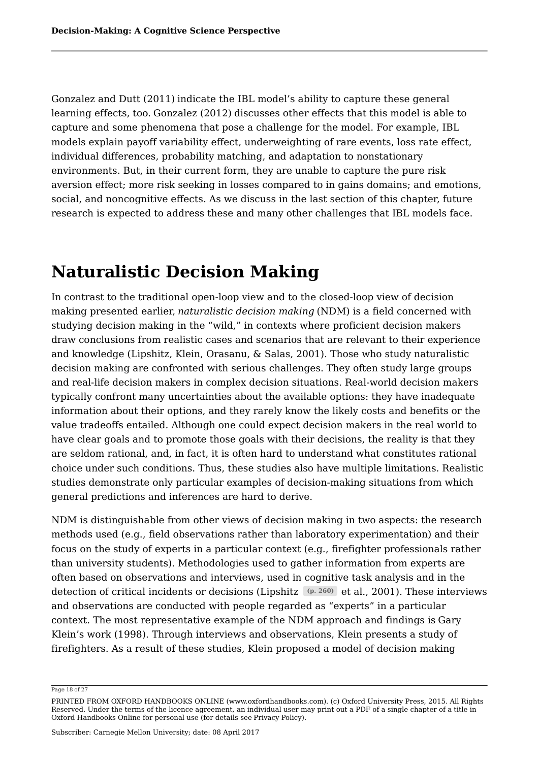Gonzalez and Dutt (2011) indicate the IBL model's ability to capture these general learning effects, too. Gonzalez (2012) discusses other effects that this model is able to capture and some phenomena that pose a challenge for the model. For example, IBL models explain payoff variability effect, underweighting of rare events, loss rate effect, individual differences, probability matching, and adaptation to nonstationary environments. But, in their current form, they are unable to capture the pure risk aversion effect; more risk seeking in losses compared to in gains domains; and emotions, social, and noncognitive effects. As we discuss in the last section of this chapter, future research is expected to address these and many other challenges that IBL models face.

# Naturalistic Decision Making

In contrast to the traditional open-loop view and to the closed-loop view of decision making presented earlier, *naturalistic decision making* (NDM) is a field concerned with studying decision making in the "wild," in contexts where proficient decision makers draw conclusions from realistic cases and scenarios that are relevant to their experience and knowledge (Lipshitz, Klein, Orasanu, & Salas, 2001). Those who study naturalistic decision making are confronted with serious challenges. They often study large groups and real-life decision makers in complex decision situations. Real-world decision makers typically confront many uncertainties about the available options: they have inadequate information about their options, and they rarely know the likely costs and benefits or the value tradeoffs entailed. Although one could expect decision makers in the real world to have clear goals and to promote those goals with their decisions, the reality is that they are seldom rational, and, in fact, it is often hard to understand what constitutes rational choice under such conditions. Thus, these studies also have multiple limitations. Realistic studies demonstrate only particular examples of decision-making situations from which general predictions and inferences are hard to derive.

NDM is distinguishable from other views of decision making in two aspects: the research methods used (e.g., field observations rather than laboratory experimentation) and their focus on the study of experts in a particular context (e.g., firefighter professionals rather than university students). Methodologies used to gather information from experts are often based on observations and interviews, used in cognitive task analysis and in the detection of critical incidents or decisions (Lipshitz (p. 260) et al., 2001). These interviews and observations are conducted with people regarded as "experts" in a particular context. The most representative example of the NDM approach and findings is Gary Klein's work (1998). Through interviews and observations, Klein presents a study of firefighters. As a result of these studies, Klein proposed a model of decision making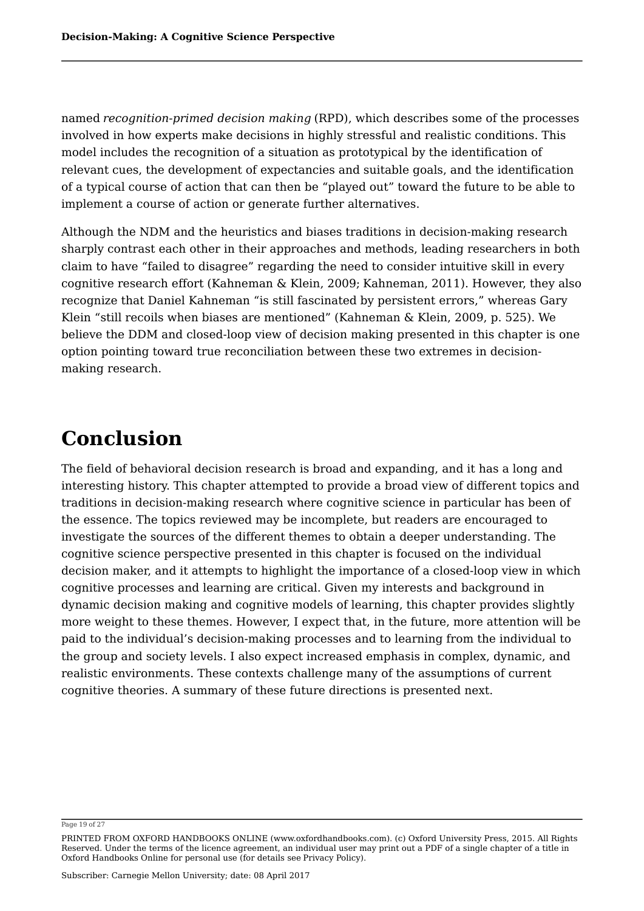named *recognition-primed decision making* (RPD), which describes some of the processes involved in how experts make decisions in highly stressful and realistic conditions. This model includes the recognition of a situation as prototypical by the identification of relevant cues, the development of expectancies and suitable goals, and the identification of a typical course of action that can then be "played out" toward the future to be able to implement a course of action or generate further alternatives.

Although the NDM and the heuristics and biases traditions in decision-making research sharply contrast each other in their approaches and methods, leading researchers in both claim to have "failed to disagree" regarding the need to consider intuitive skill in every cognitive research effort (Kahneman & Klein, 2009; Kahneman, 2011). However, they also recognize that Daniel Kahneman "is still fascinated by persistent errors," whereas Gary Klein "still recoils when biases are mentioned" (Kahneman & Klein, 2009, p. 525). We believe the DDM and closed-loop view of decision making presented in this chapter is one option pointing toward true reconciliation between these two extremes in decision-making research.

# Conclusion

The field of behavioral decision research is broad and expanding, and it has a long and interesting history. This chapter attempted to provide a broad view of different topics and traditions in decision-making research where cognitive science in particular has been of the essence. The topics reviewed may be incomplete, but readers are encouraged to investigate the sources of the different themes to obtain a deeper understanding. The cognitive science perspective presented in this chapter is focused on the individual decision maker, and it attempts to highlight the importance of a closed-loop view in which cognitive processes and learning are critical. Given my interests and background in dynamic decision making and cognitive models of learning, this chapter provides slightly more weight to these themes. However, I expect that, in the future, more attention will be paid to the individual's decision-making processes and to learning from the individual to the group and society levels. I also expect increased emphasis in complex, dynamic, and realistic environments. These contexts challenge many of the assumptions of current cognitive theories. A summary of these future directions is presented next.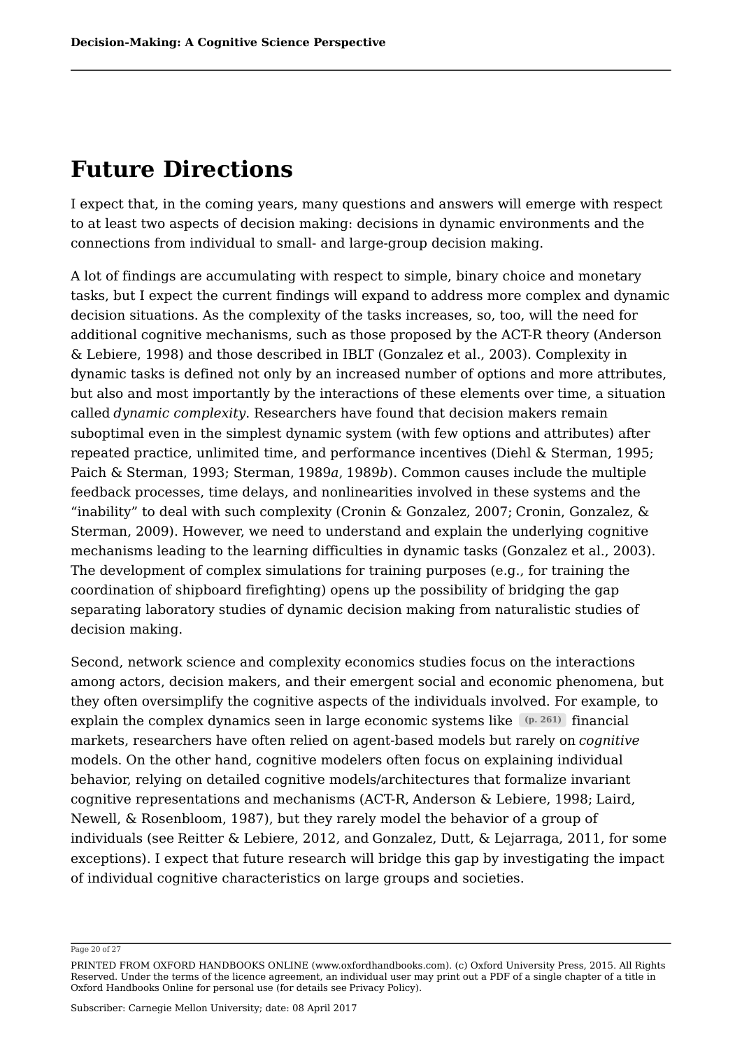## Future Directions

I expect that, in the coming years, many questions and answers will emerge with respect to at least two aspects of decision making: decisions in dynamic environments and the connections from individual to small- and large-group decision making.

A lot of findings are accumulating with respect to simple, binary choice and monetary tasks, but I expect the current findings will expand to address more complex and dynamic decision situations. As the complexity of the tasks increases, so, too, will the need for additional cognitive mechanisms, such as those proposed by the ACT-R theory (Anderson & Lebiere, 1998) and those described in IBLT (Gonzalez et al., 2003). Complexity in dynamic tasks is defined not only by an increased number of options and more attributes, but also and most importantly by the interactions of these elements over time, a situation called *dynamic complexity*. Researchers have found that decision makers remain suboptimal even in the simplest dynamic system (with few options and attributes) after repeated practice, unlimited time, and performance incentives (Diehl & Sterman, 1995; Paich & Sterman, 1993; Sterman, 1989*a*, 1989*b*). Common causes include the multiple feedback processes, time delays, and nonlinearities involved in these systems and the "inability" to deal with such complexity (Cronin & Gonzalez, 2007; Cronin, Gonzalez, & Sterman, 2009). However, we need to understand and explain the underlying cognitive mechanisms leading to the learning difficulties in dynamic tasks (Gonzalez et al., 2003). The development of complex simulations for training purposes (e.g., for training the coordination of shipboard firefighting) opens up the possibility of bridging the gap separating laboratory studies of dynamic decision making from naturalistic studies of decision making.

Second, network science and complexity economics studies focus on the interactions among actors, decision makers, and their emergent social and economic phenomena, but they often oversimplify the cognitive aspects of the individuals involved. For example, to explain the complex dynamics seen in large economic systems like (p. 261) financial markets, researchers have often relied on agent-based models but rarely on *cognitive* models. On the other hand, cognitive modelers often focus on explaining individual behavior, relying on detailed cognitive models/architectures that formalize invariant cognitive representations and mechanisms (ACT-R, Anderson & Lebiere, 1998; Laird, Newell, & Rosenbloom, 1987), but they rarely model the behavior of a group of individuals (see Reitter & Lebiere, 2012, and Gonzalez, Dutt, & Lejarraga, 2011, for some exceptions). I expect that future research will bridge this gap by investigating the impact of individual cognitive characteristics on large groups and societies.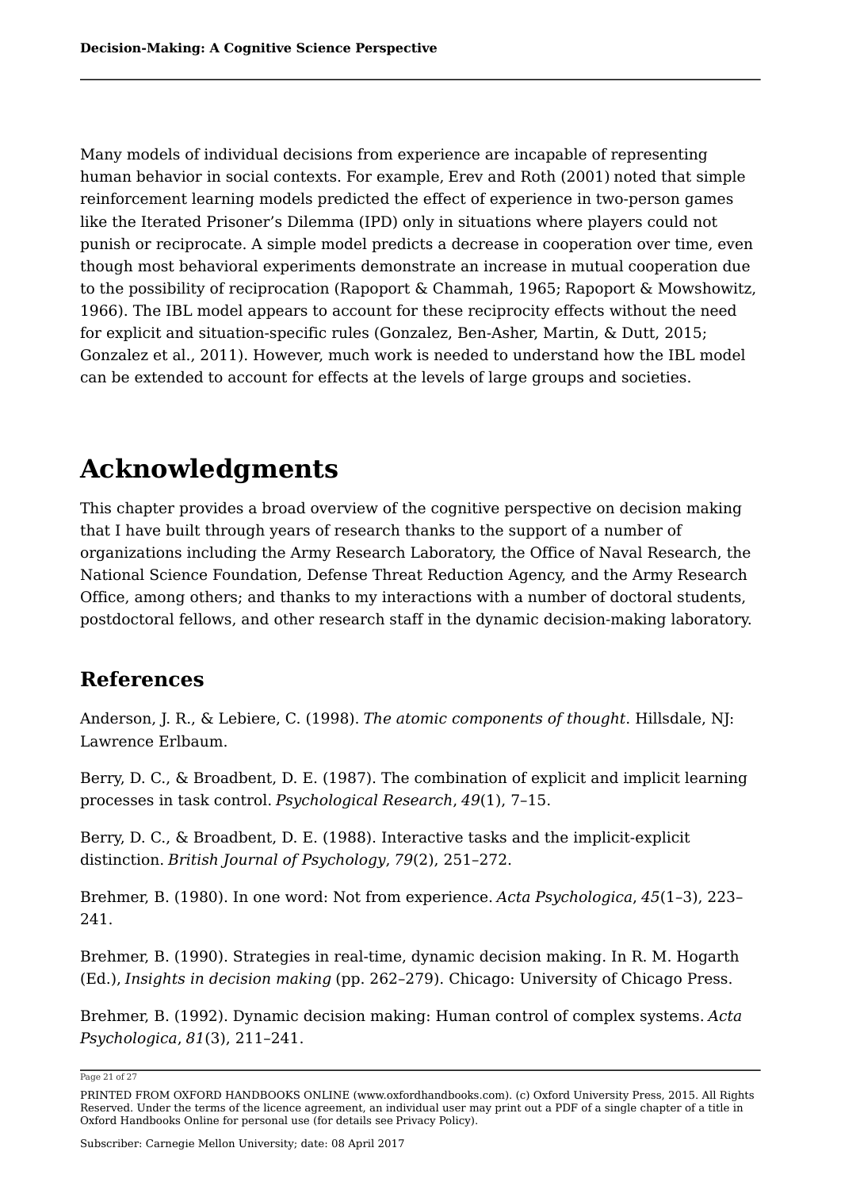Many models of individual decisions from experience are incapable of representing human behavior in social contexts. For example, Erev and Roth (2001) noted that simple reinforcement learning models predicted the effect of experience in two-person games like the Iterated Prisoner's Dilemma (IPD) only in situations where players could not punish or reciprocate. A simple model predicts a decrease in cooperation over time, even though most behavioral experiments demonstrate an increase in mutual cooperation due to the possibility of reciprocation (Rapoport & Chammah, 1965; Rapoport & Mowshowitz, 1966). The IBL model appears to account for these reciprocity effects without the need for explicit and situation-specific rules (Gonzalez, Ben-Asher, Martin, & Dutt, 2015; Gonzalez et al., 2011). However, much work is needed to understand how the IBL model can be extended to account for effects at the levels of large groups and societies.

# Acknowledgments

This chapter provides a broad overview of the cognitive perspective on decision making that I have built through years of research thanks to the support of a number of organizations including the Army Research Laboratory, the Office of Naval Research, the National Science Foundation, Defense Threat Reduction Agency, and the Army Research Office, among others; and thanks to my interactions with a number of doctoral students, postdoctoral fellows, and other research staff in the dynamic decision-making laboratory.

## References

Anderson, J. R., & Lebiere, C. (1998). *The atomic components of thought*. Hillsdale, NJ: Lawrence Erlbaum.

Berry, D. C., & Broadbent, D. E. (1987). The combination of explicit and implicit learning processes in task control. *Psychological Research*, *49*(1), 7–15.

Berry, D. C., & Broadbent, D. E. (1988). Interactive tasks and the implicit-explicit distinction. *British Journal of Psychology*, *79*(2), 251–272.

Brehmer, B. (1980). In one word: Not from experience. *Acta Psychologica*, *45*(1–3), 223–241.

Brehmer, B. (1990). Strategies in real-time, dynamic decision making. In R. M. Hogarth (Ed.), *Insights in decision making* (pp. 262–279). Chicago: University of Chicago Press.

Brehmer, B. (1992). Dynamic decision making: Human control of complex systems. *Acta Psychologica*, *81*(3), 211–241.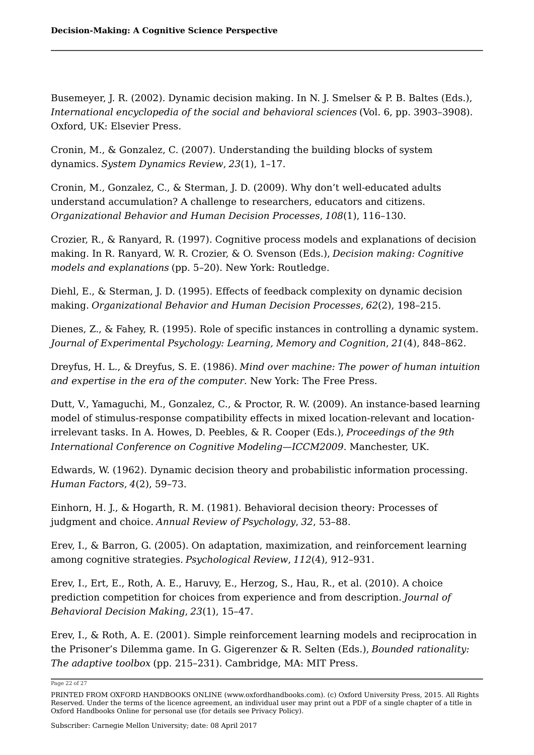Busemeyer, J. R. (2002). Dynamic decision making. In N. J. Smelser & P. B. Baltes (Eds.), *International encyclopedia of the social and behavioral sciences* (Vol. 6, pp. 3903–3908). Oxford, UK: Elsevier Press.

Cronin, M., & Gonzalez, C. (2007). Understanding the building blocks of system dynamics. *System Dynamics Review*, *23*(1), 1–17.

Cronin, M., Gonzalez, C., & Sterman, J. D. (2009). Why don't well-educated adults understand accumulation? A challenge to researchers, educators and citizens. *Organizational Behavior and Human Decision Processes*, *108*(1), 116–130.

Crozier, R., & Ranyard, R. (1997). Cognitive process models and explanations of decision making. In R. Ranyard, W. R. Crozier, & O. Svenson (Eds.), *Decision making: Cognitive models and explanations* (pp. 5–20). New York: Routledge.

Diehl, E., & Sterman, J. D. (1995). Effects of feedback complexity on dynamic decision making. *Organizational Behavior and Human Decision Processes*, *62*(2), 198–215.

Dienes, Z., & Fahey, R. (1995). Role of specific instances in controlling a dynamic system. *Journal of Experimental Psychology: Learning, Memory and Cognition*, *21*(4), 848–862.

Dreyfus, H. L., & Dreyfus, S. E. (1986). *Mind over machine: The power of human intuition and expertise in the era of the computer*. New York: The Free Press.

Dutt, V., Yamaguchi, M., Gonzalez, C., & Proctor, R. W. (2009). An instance-based learning model of stimulus-response compatibility effects in mixed location-relevant and location-irrelevant tasks. In A. Howes, D. Peebles, & R. Cooper (Eds.), *Proceedings of the 9th International Conference on Cognitive Modeling—ICCM2009*. Manchester, UK.

Edwards, W. (1962). Dynamic decision theory and probabilistic information processing. *Human Factors*, *4*(2), 59–73.

Einhorn, H. J., & Hogarth, R. M. (1981). Behavioral decision theory: Processes of judgment and choice. *Annual Review of Psychology*, *32*, 53–88.

Erev, I., & Barron, G. (2005). On adaptation, maximization, and reinforcement learning among cognitive strategies. *Psychological Review*, *112*(4), 912–931.

Erev, I., Ert, E., Roth, A. E., Haruvy, E., Herzog, S., Hau, R., et al. (2010). A choice prediction competition for choices from experience and from description. *Journal of Behavioral Decision Making*, *23*(1), 15–47.

Erev, I., & Roth, A. E. (2001). Simple reinforcement learning models and reciprocation in the Prisoner's Dilemma game. In G. Gigerenzer & R. Selten (Eds.), *Bounded rationality: The adaptive toolbox* (pp. 215–231). Cambridge, MA: MIT Press.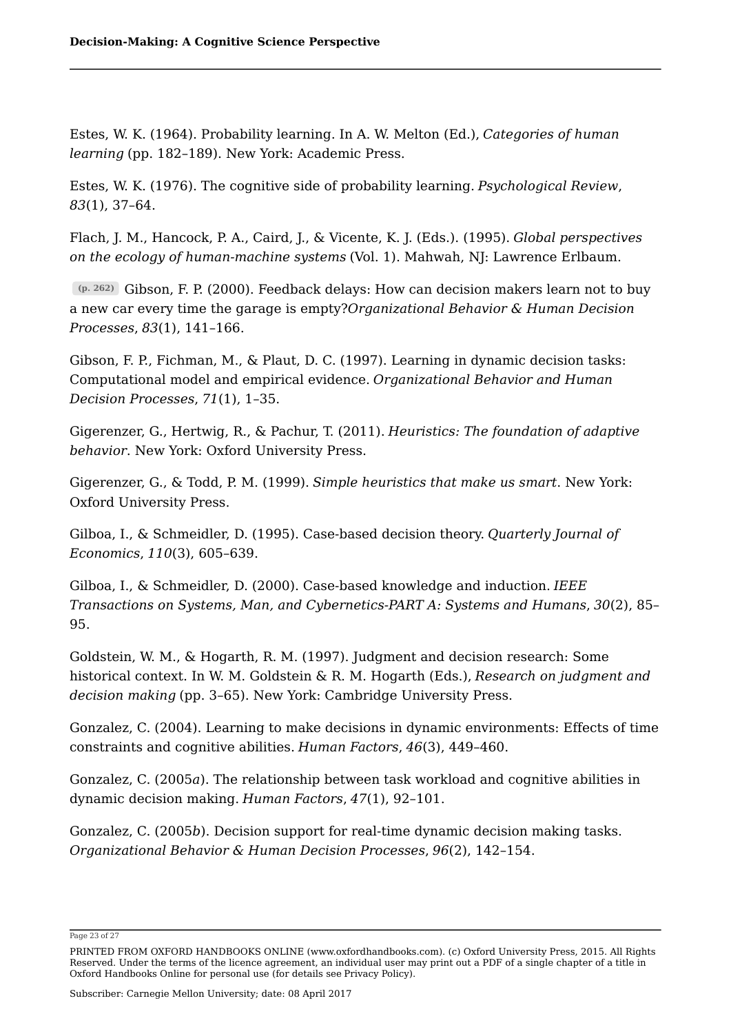Estes, W. K. (1964). Probability learning. In A. W. Melton (Ed.), *Categories of human learning* (pp. 182–189). New York: Academic Press.

Estes, W. K. (1976). The cognitive side of probability learning. *Psychological Review*, *83*(1), 37–64.

Flach, J. M., Hancock, P. A., Caird, J., & Vicente, K. J. (Eds.). (1995). *Global perspectives on the ecology of human-machine systems* (Vol. 1). Mahwah, NJ: Lawrence Erlbaum.

(p. 262) Gibson, F. P. (2000). Feedback delays: How can decision makers learn not to buy a new car every time the garage is empty?*Organizational Behavior & Human Decision Processes*, *83*(1), 141–166.

Gibson, F. P., Fichman, M., & Plaut, D. C. (1997). Learning in dynamic decision tasks: Computational model and empirical evidence. *Organizational Behavior and Human Decision Processes*, *71*(1), 1–35.

Gigerenzer, G., Hertwig, R., & Pachur, T. (2011). *Heuristics: The foundation of adaptive behavior*. New York: Oxford University Press.

Gigerenzer, G., & Todd, P. M. (1999). *Simple heuristics that make us smart*. New York: Oxford University Press.

Gilboa, I., & Schmeidler, D. (1995). Case-based decision theory. *Quarterly Journal of Economics*, *110*(3), 605–639.

Gilboa, I., & Schmeidler, D. (2000). Case-based knowledge and induction. *IEEE Transactions on Systems, Man, and Cybernetics-PART A: Systems and Humans*, *30*(2), 85–95.

Goldstein, W. M., & Hogarth, R. M. (1997). Judgment and decision research: Some historical context. In W. M. Goldstein & R. M. Hogarth (Eds.), *Research on judgment and decision making* (pp. 3–65). New York: Cambridge University Press.

Gonzalez, C. (2004). Learning to make decisions in dynamic environments: Effects of time constraints and cognitive abilities. *Human Factors*, *46*(3), 449–460.

Gonzalez, C. (2005*a*). The relationship between task workload and cognitive abilities in dynamic decision making. *Human Factors*, *47*(1), 92–101.

Gonzalez, C. (2005*b*). Decision support for real-time dynamic decision making tasks. *Organizational Behavior & Human Decision Processes*, *96*(2), 142–154.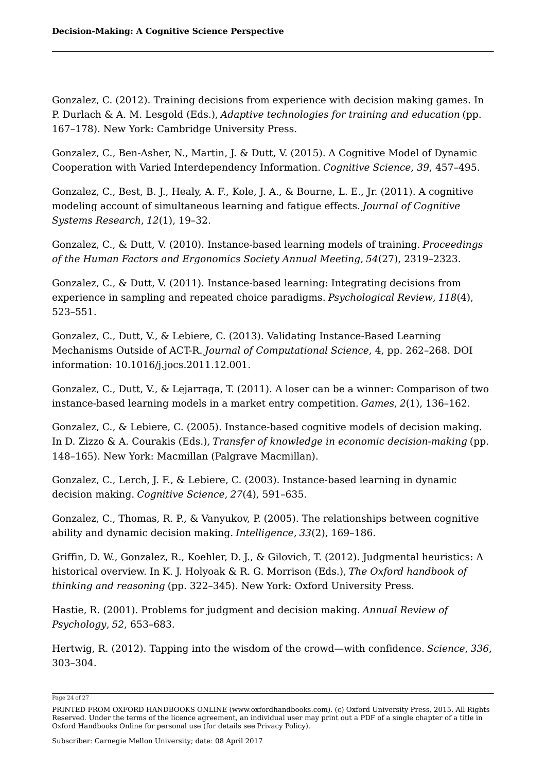Gonzalez, C. (2012). Training decisions from experience with decision making games. In P. Durlach & A. M. Lesgold (Eds.), *Adaptive technologies for training and education* (pp. 167–178). New York: Cambridge University Press.

Gonzalez, C., Ben-Asher, N., Martin, J. & Dutt, V. (2015). A Cognitive Model of Dynamic Cooperation with Varied Interdependency Information. *Cognitive Science, 39*, 457–495.

Gonzalez, C., Best, B. J., Healy, A. F., Kole, J. A., & Bourne, L. E., Jr. (2011). A cognitive modeling account of simultaneous learning and fatigue effects. *Journal of Cognitive Systems Research*, *12*(1), 19–32.

Gonzalez, C., & Dutt, V. (2010). Instance-based learning models of training. *Proceedings of the Human Factors and Ergonomics Society Annual Meeting*, *54*(27), 2319–2323.

Gonzalez, C., & Dutt, V. (2011). Instance-based learning: Integrating decisions from experience in sampling and repeated choice paradigms. *Psychological Review*, *118*(4), 523–551.

Gonzalez, C., Dutt, V., & Lebiere, C. (2013). Validating Instance-Based Learning Mechanisms Outside of ACT-R. *Journal of Computational Science*, 4, pp. 262–268. DOI information: 10.1016/j.jocs.2011.12.001.

Gonzalez, C., Dutt, V., & Lejarraga, T. (2011). A loser can be a winner: Comparison of two instance-based learning models in a market entry competition. *Games*, *2*(1), 136–162.

Gonzalez, C., & Lebiere, C. (2005). Instance-based cognitive models of decision making. In D. Zizzo & A. Courakis (Eds.), *Transfer of knowledge in economic decision-making* (pp. 148–165). New York: Macmillan (Palgrave Macmillan).

Gonzalez, C., Lerch, J. F., & Lebiere, C. (2003). Instance-based learning in dynamic decision making. *Cognitive Science*, *27*(4), 591–635.

Gonzalez, C., Thomas, R. P., & Vanyukov, P. (2005). The relationships between cognitive ability and dynamic decision making. *Intelligence*, *33*(2), 169–186.

Griffin, D. W., Gonzalez, R., Koehler, D. J., & Gilovich, T. (2012). Judgmental heuristics: A historical overview. In K. J. Holyoak & R. G. Morrison (Eds.), *The Oxford handbook of thinking and reasoning* (pp. 322–345). New York: Oxford University Press.

Hastie, R. (2001). Problems for judgment and decision making. *Annual Review of Psychology*, *52*, 653–683.

Hertwig, R. (2012). Tapping into the wisdom of the crowd—with confidence. *Science*, *336*, 303–304.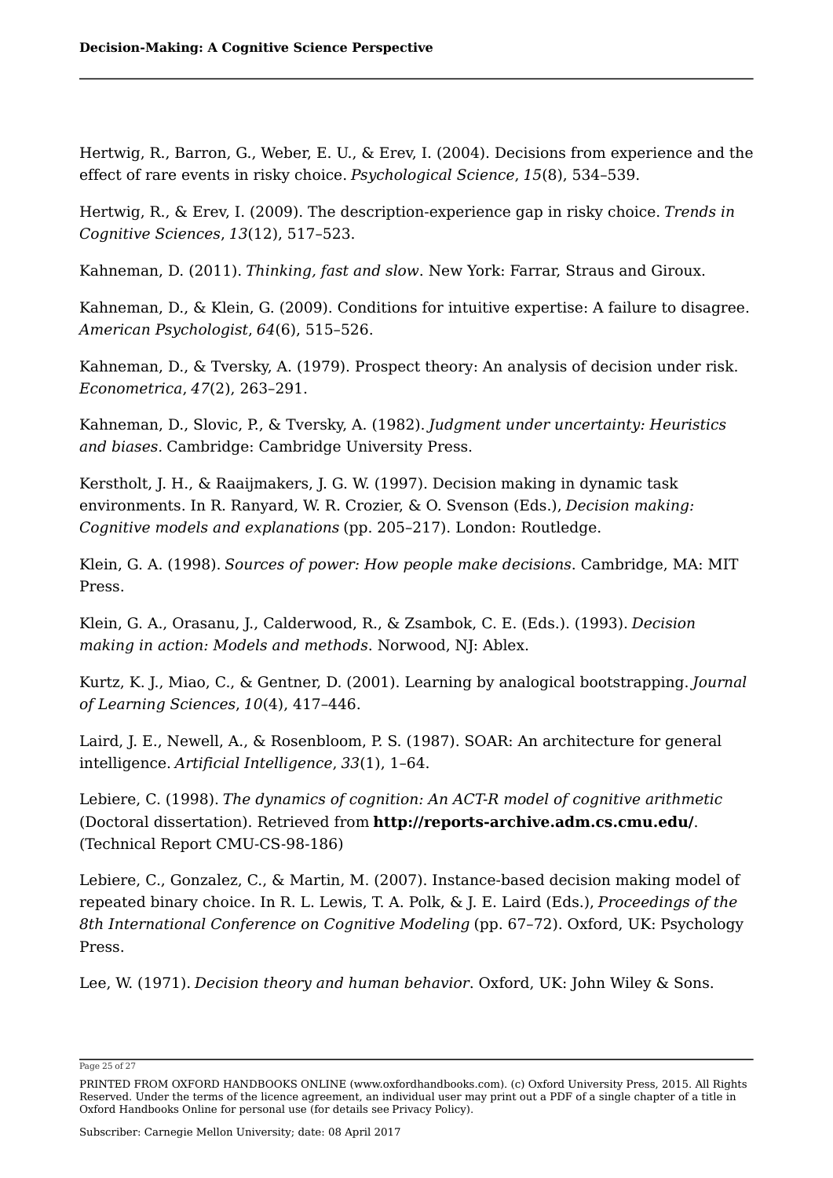Hertwig, R., Barron, G., Weber, E. U., & Erev, I. (2004). Decisions from experience and the effect of rare events in risky choice. *Psychological Science*, *15*(8), 534–539.

Hertwig, R., & Erev, I. (2009). The description-experience gap in risky choice. *Trends in Cognitive Sciences*, *13*(12), 517–523.

Kahneman, D. (2011). *Thinking, fast and slow*. New York: Farrar, Straus and Giroux.

Kahneman, D., & Klein, G. (2009). Conditions for intuitive expertise: A failure to disagree. *American Psychologist*, *64*(6), 515–526.

Kahneman, D., & Tversky, A. (1979). Prospect theory: An analysis of decision under risk. *Econometrica*, *47*(2), 263–291.

Kahneman, D., Slovic, P., & Tversky, A. (1982). *Judgment under uncertainty: Heuristics and biases*. Cambridge: Cambridge University Press.

Kerstholt, J. H., & Raaijmakers, J. G. W. (1997). Decision making in dynamic task environments. In R. Ranyard, W. R. Crozier, & O. Svenson (Eds.), *Decision making: Cognitive models and explanations* (pp. 205–217). London: Routledge.

Klein, G. A. (1998). *Sources of power: How people make decisions*. Cambridge, MA: MIT Press.

Klein, G. A., Orasanu, J., Calderwood, R., & Zsambok, C. E. (Eds.). (1993). *Decision making in action: Models and methods*. Norwood, NJ: Ablex.

Kurtz, K. J., Miao, C., & Gentner, D. (2001). Learning by analogical bootstrapping. *Journal of Learning Sciences*, *10*(4), 417–446.

Laird, J. E., Newell, A., & Rosenbloom, P. S. (1987). SOAR: An architecture for general intelligence. *Artificial Intelligence*, *33*(1), 1–64.

Lebiere, C. (1998). *The dynamics of cognition: An ACT-R model of cognitive arithmetic* (Doctoral dissertation). Retrieved from **http://reports-archive.adm.cs.cmu.edu/**. (Technical Report CMU-CS-98-186)

Lebiere, C., Gonzalez, C., & Martin, M. (2007). Instance-based decision making model of repeated binary choice. In R. L. Lewis, T. A. Polk, & J. E. Laird (Eds.), *Proceedings of the 8th International Conference on Cognitive Modeling* (pp. 67–72). Oxford, UK: Psychology Press.

Lee, W. (1971). *Decision theory and human behavior*. Oxford, UK: John Wiley & Sons.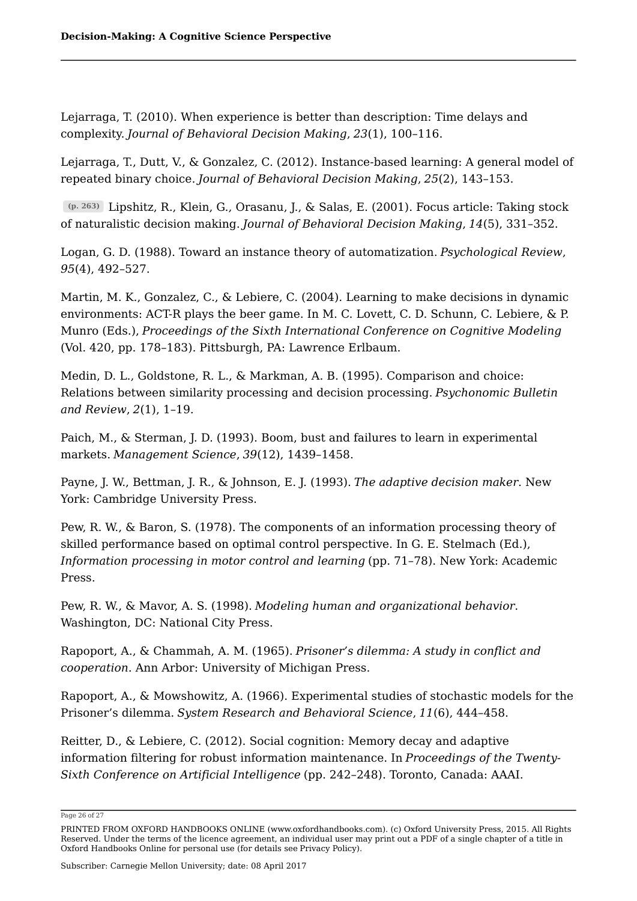Lejarraga, T. (2010). When experience is better than description: Time delays and complexity. *Journal of Behavioral Decision Making*, *23*(1), 100–116.

Lejarraga, T., Dutt, V., & Gonzalez, C. (2012). Instance-based learning: A general model of repeated binary choice. *Journal of Behavioral Decision Making*, *25*(2), 143–153.

(p. 263) Lipshitz, R., Klein, G., Orasanu, J., & Salas, E. (2001). Focus article: Taking stock of naturalistic decision making. *Journal of Behavioral Decision Making*, *14*(5), 331–352.

Logan, G. D. (1988). Toward an instance theory of automatization. *Psychological Review*, *95*(4), 492–527.

Martin, M. K., Gonzalez, C., & Lebiere, C. (2004). Learning to make decisions in dynamic environments: ACT-R plays the beer game. In M. C. Lovett, C. D. Schunn, C. Lebiere, & P. Munro (Eds.), *Proceedings of the Sixth International Conference on Cognitive Modeling* (Vol. 420, pp. 178–183). Pittsburgh, PA: Lawrence Erlbaum.

Medin, D. L., Goldstone, R. L., & Markman, A. B. (1995). Comparison and choice: Relations between similarity processing and decision processing. *Psychonomic Bulletin and Review*, *2*(1), 1–19.

Paich, M., & Sterman, J. D. (1993). Boom, bust and failures to learn in experimental markets. *Management Science*, *39*(12), 1439–1458.

Payne, J. W., Bettman, J. R., & Johnson, E. J. (1993). *The adaptive decision maker*. New York: Cambridge University Press.

Pew, R. W., & Baron, S. (1978). The components of an information processing theory of skilled performance based on optimal control perspective. In G. E. Stelmach (Ed.), *Information processing in motor control and learning* (pp. 71–78). New York: Academic Press.

Pew, R. W., & Mavor, A. S. (1998). *Modeling human and organizational behavior*. Washington, DC: National City Press.

Rapoport, A., & Chammah, A. M. (1965). *Prisoner's dilemma: A study in conflict and cooperation*. Ann Arbor: University of Michigan Press.

Rapoport, A., & Mowshowitz, A. (1966). Experimental studies of stochastic models for the Prisoner's dilemma. *System Research and Behavioral Science*, *11*(6), 444–458.

Reitter, D., & Lebiere, C. (2012). Social cognition: Memory decay and adaptive information filtering for robust information maintenance. In *Proceedings of the Twenty-Sixth Conference on Artificial Intelligence* (pp. 242–248). Toronto, Canada: AAAI.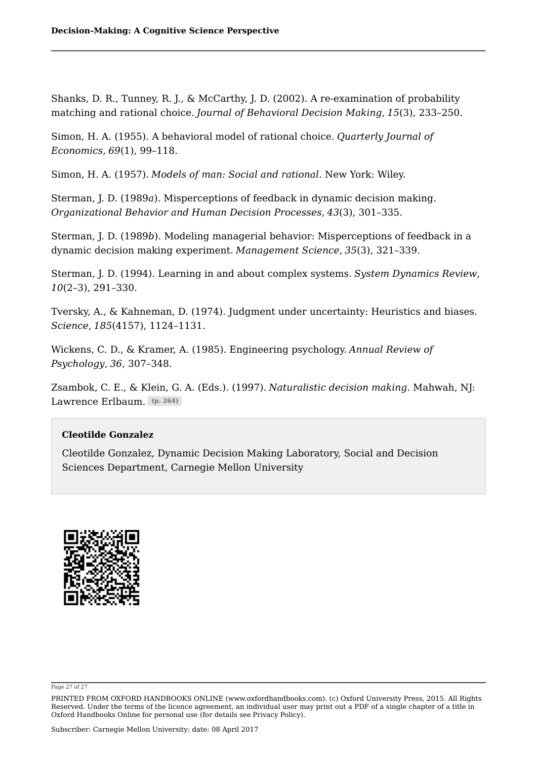Shanks, D. R., Tunney, R. J., & McCarthy, J. D. (2002). A re-examination of probability matching and rational choice. *Journal of Behavioral Decision Making*, *15*(3), 233–250.

Simon, H. A. (1955). A behavioral model of rational choice. *Quarterly Journal of Economics*, *69*(1), 99–118.

Simon, H. A. (1957). *Models of man: Social and rational*. New York: Wiley.

Sterman, J. D. (1989*a*). Misperceptions of feedback in dynamic decision making. *Organizational Behavior and Human Decision Processes*, *43*(3), 301–335.

Sterman, J. D. (1989*b*). Modeling managerial behavior: Misperceptions of feedback in a dynamic decision making experiment. *Management Science*, *35*(3), 321–339.

Sterman, J. D. (1994). Learning in and about complex systems. *System Dynamics Review*, *10*(2–3), 291–330.

Tversky, A., & Kahneman, D. (1974). Judgment under uncertainty: Heuristics and biases. *Science*, *185*(4157), 1124–1131.

Wickens, C. D., & Kramer, A. (1985). Engineering psychology. *Annual Review of Psychology*, *36*, 307–348.

Zsambok, C. E., & Klein, G. A. (Eds.). (1997). *Naturalistic decision making*. Mahwah, NJ: Lawrence Erlbaum. (p. 264)

**Cleotilde Gonzalez**

Cleotilde Gonzalez, Dynamic Decision Making Laboratory, Social and Decision Sciences Department, Carnegie Mellon University